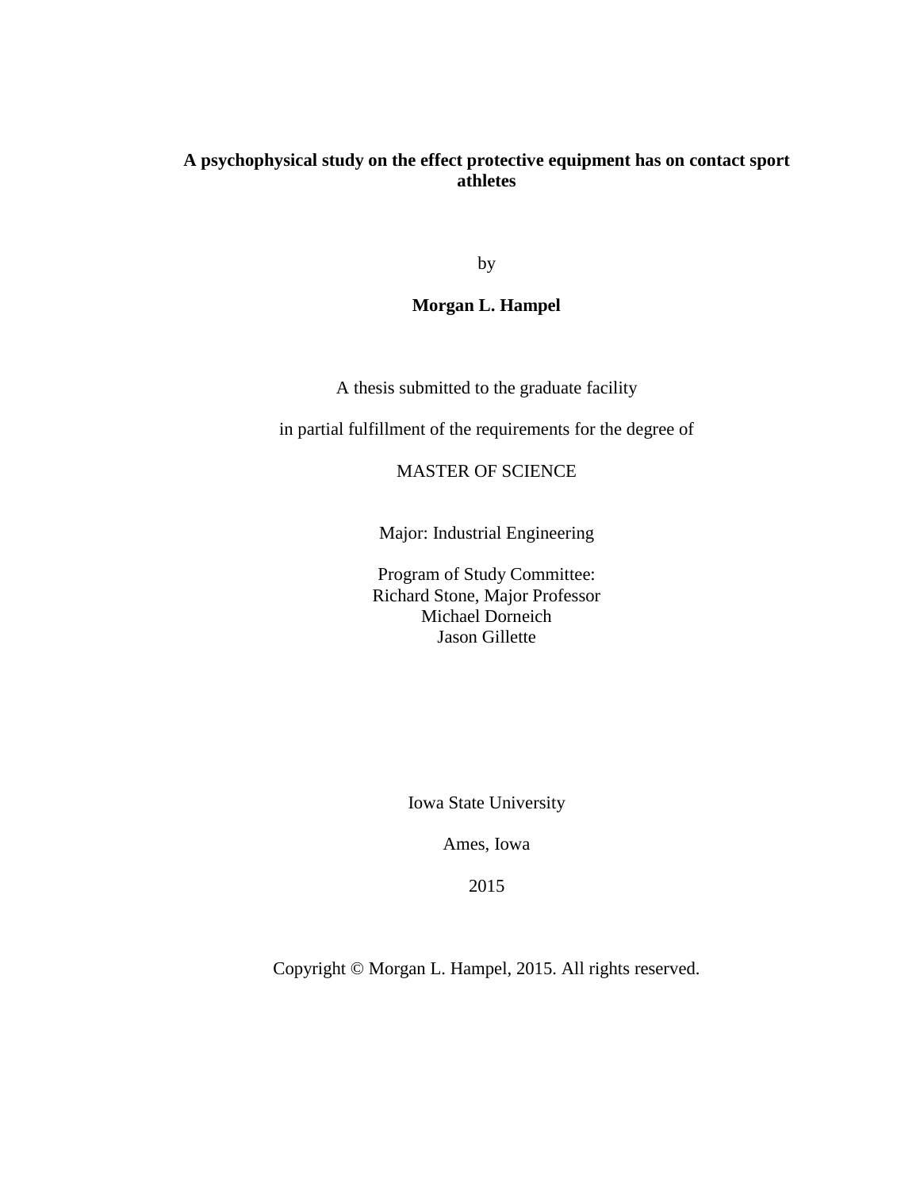# A psychophysical study on the effect protective equipment has on contact sport athletes

by

**Morgan L. Hampel**

A thesis submitted to the graduate facility

in partial fulfillment of the requirements for the degree of

MASTER OF SCIENCE

Major: Industrial Engineering

Program of Study Committee:
Richard Stone, Major Professor
Michael Dorneich
Jason Gillette

Iowa State University

Ames, Iowa

2015

Copyright © Morgan L. Hampel, 2015. All rights reserved.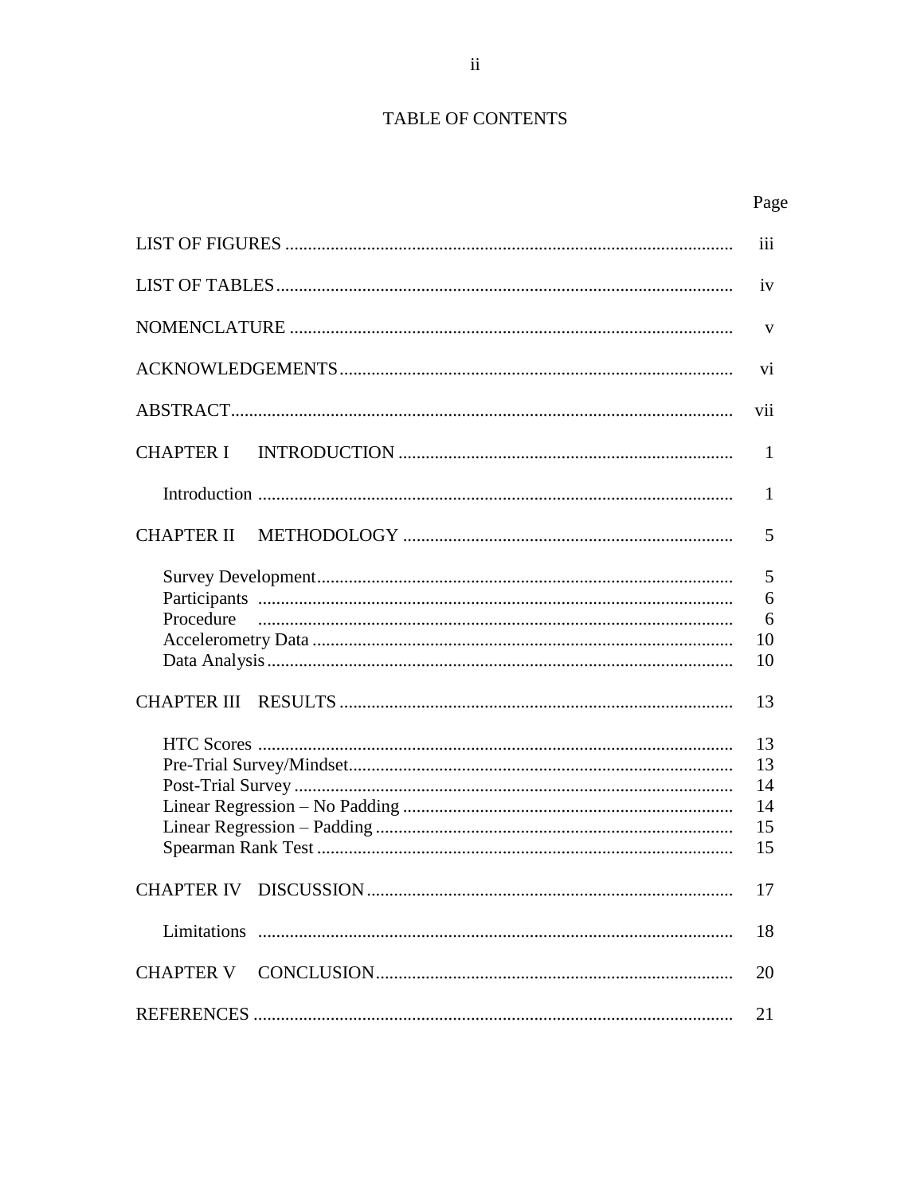# TABLE OF CONTENTS

| | Page |
|---|---|
| LIST OF FIGURES | iii |
| LIST OF TABLES | iv |
| NOMENCLATURE | v |
| ACKNOWLEDGEMENTS | vi |
| ABSTRACT | vii |
| CHAPTER I INTRODUCTION | 1 |
| Introduction | 1 |
| CHAPTER II METHODOLOGY | 5 |
| Survey Development | 5 |
| Participants | 6 |
| Procedure | 6 |
| Accelerometry Data | 10 |
| Data Analysis | 10 |
| CHAPTER III RESULTS | 13 |
| HTC Scores | 13 |
| Pre-Trial Survey/Mindset | 13 |
| Post-Trial Survey | 14 |
| Linear Regression – No Padding | 14 |
| Linear Regression – Padding | 15 |
| Spearman Rank Test | 15 |
| CHAPTER IV DISCUSSION | 17 |
| Limitations | 18 |
| CHAPTER V CONCLUSION | 20 |
| REFERENCES | 21 |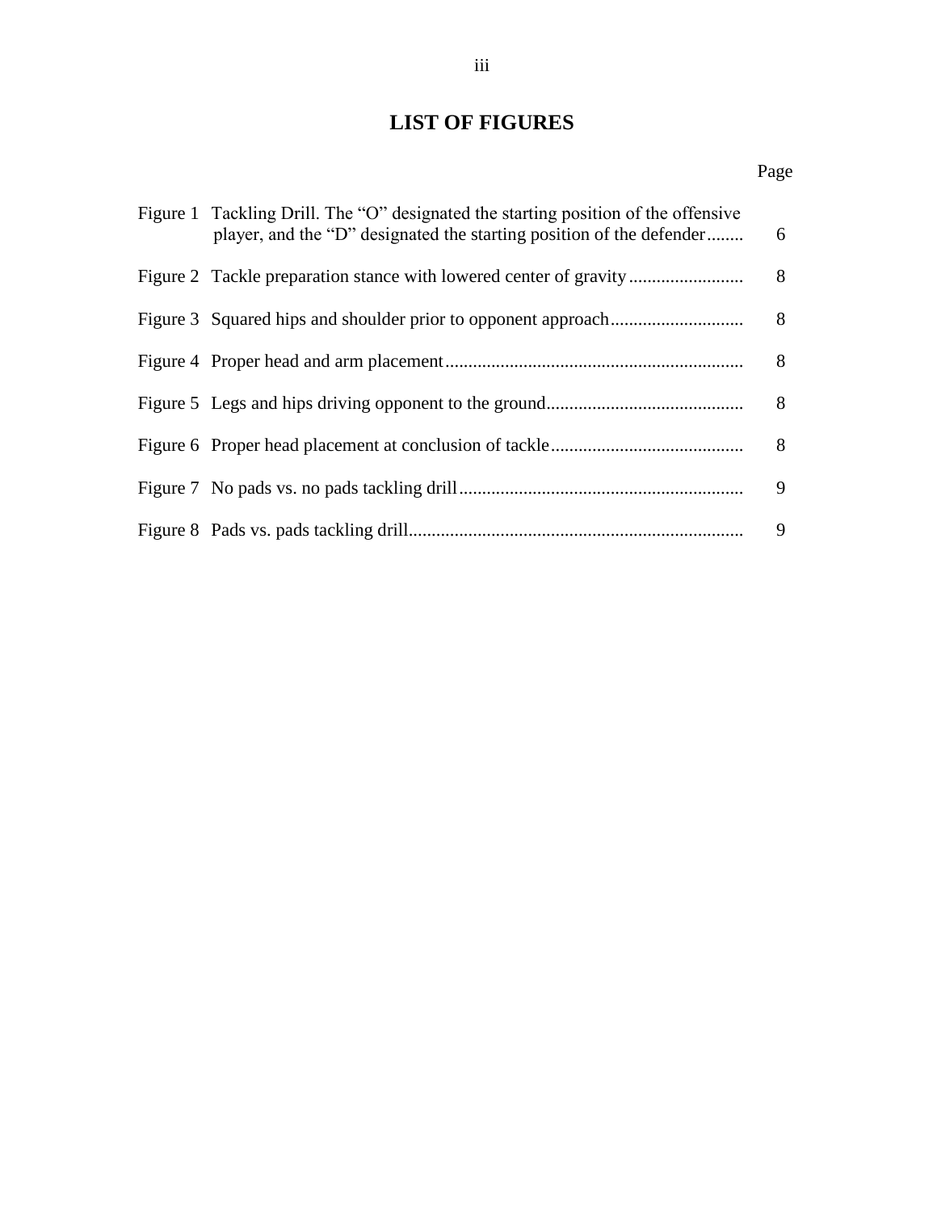# LIST OF FIGURES

| | | Page |
|---|---|---|
| Figure 1 | Tackling Drill. The "O" designated the starting position of the offensive player, and the "D" designated the starting position of the defender | 6 |
| Figure 2 | Tackle preparation stance with lowered center of gravity | 8 |
| Figure 3 | Squared hips and shoulder prior to opponent approach | 8 |
| Figure 4 | Proper head and arm placement | 8 |
| Figure 5 | Legs and hips driving opponent to the ground | 8 |
| Figure 6 | Proper head placement at conclusion of tackle | 8 |
| Figure 7 | No pads vs. no pads tackling drill | 9 |
| Figure 8 | Pads vs. pads tackling drill | 9 |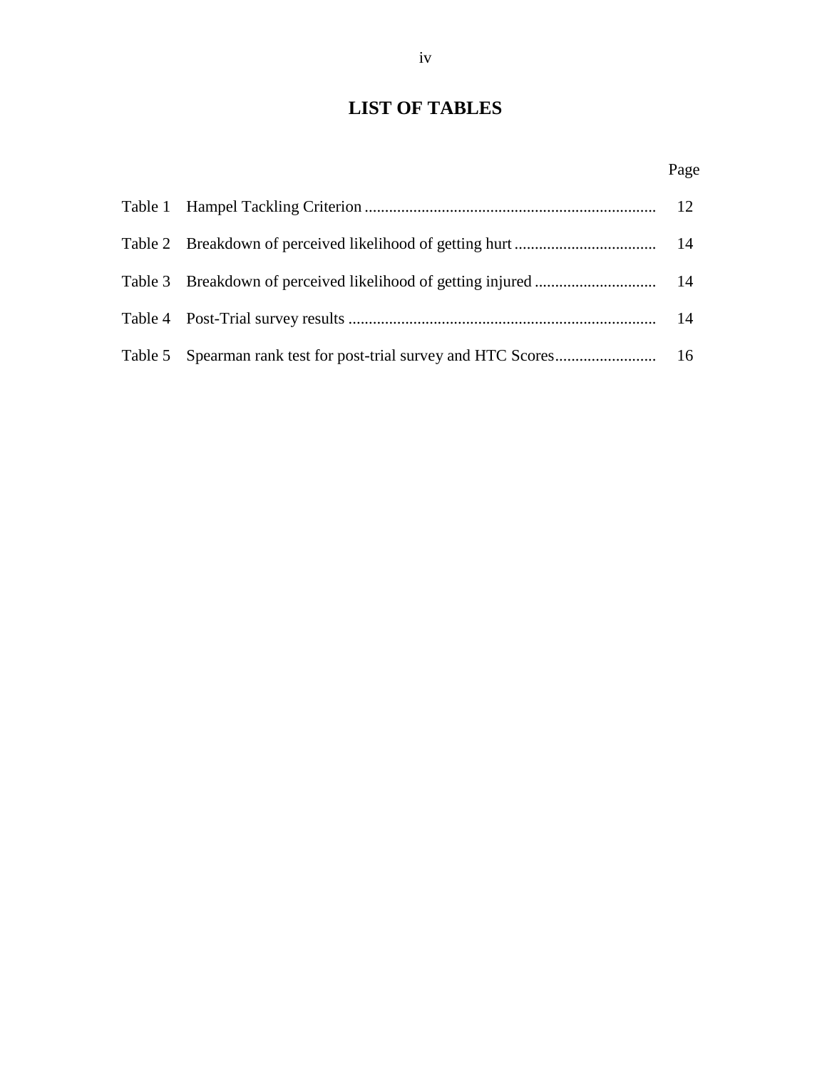# LIST OF TABLES

| | | Page |
|---|---|---|
| Table 1 | Hampel Tackling Criterion | 12 |
| Table 2 | Breakdown of perceived likelihood of getting hurt | 14 |
| Table 3 | Breakdown of perceived likelihood of getting injured | 14 |
| Table 4 | Post-Trial survey results | 14 |
| Table 5 | Spearman rank test for post-trial survey and HTC Scores | 16 |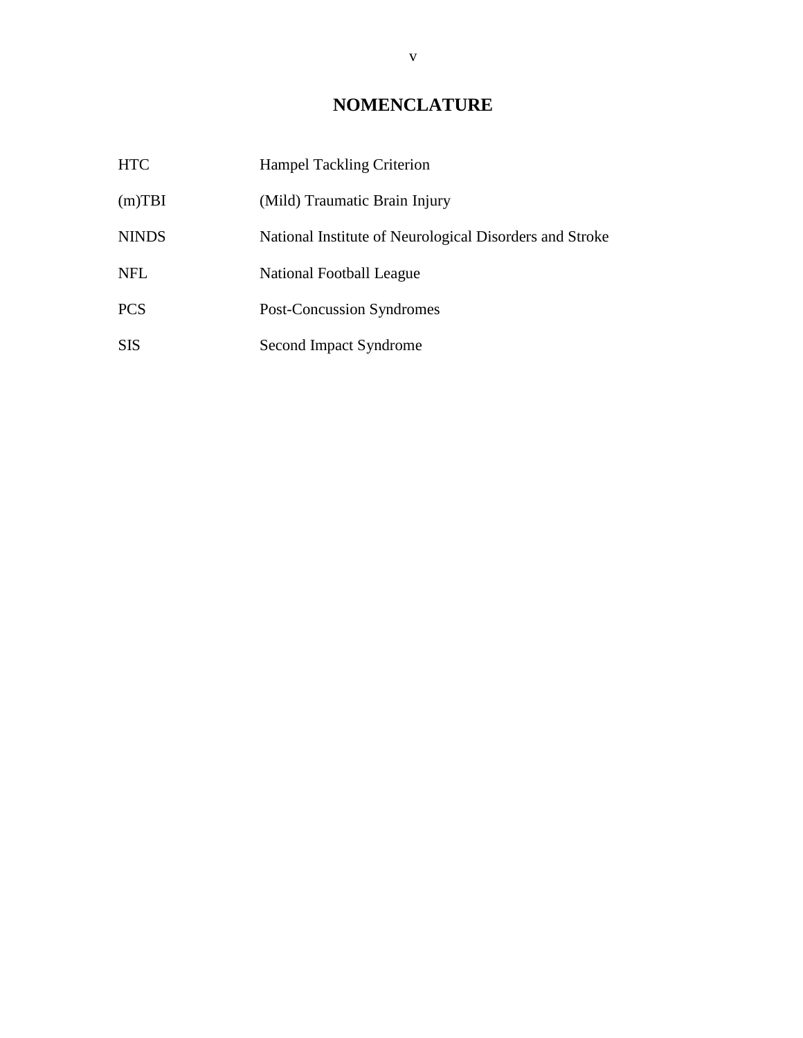# NOMENCLATURE

| | |
|---|---|
| HTC | Hampel Tackling Criterion |
| (m)TBI | (Mild) Traumatic Brain Injury |
| NINDS | National Institute of Neurological Disorders and Stroke |
| NFL | National Football League |
| PCS | Post-Concussion Syndromes |
| SIS | Second Impact Syndrome |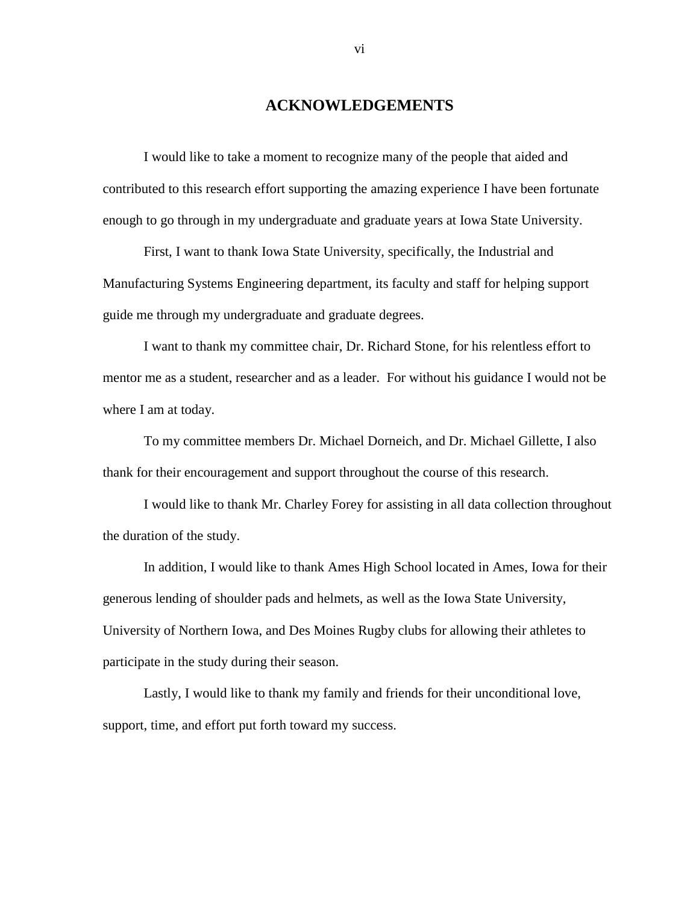# ACKNOWLEDGEMENTS

I would like to take a moment to recognize many of the people that aided and contributed to this research effort supporting the amazing experience I have been fortunate enough to go through in my undergraduate and graduate years at Iowa State University.

First, I want to thank Iowa State University, specifically, the Industrial and Manufacturing Systems Engineering department, its faculty and staff for helping support guide me through my undergraduate and graduate degrees.

I want to thank my committee chair, Dr. Richard Stone, for his relentless effort to mentor me as a student, researcher and as a leader. For without his guidance I would not be where I am at today.

To my committee members Dr. Michael Dorneich, and Dr. Michael Gillette, I also thank for their encouragement and support throughout the course of this research.

I would like to thank Mr. Charley Forey for assisting in all data collection throughout the duration of the study.

In addition, I would like to thank Ames High School located in Ames, Iowa for their generous lending of shoulder pads and helmets, as well as the Iowa State University, University of Northern Iowa, and Des Moines Rugby clubs for allowing their athletes to participate in the study during their season.

Lastly, I would like to thank my family and friends for their unconditional love, support, time, and effort put forth toward my success.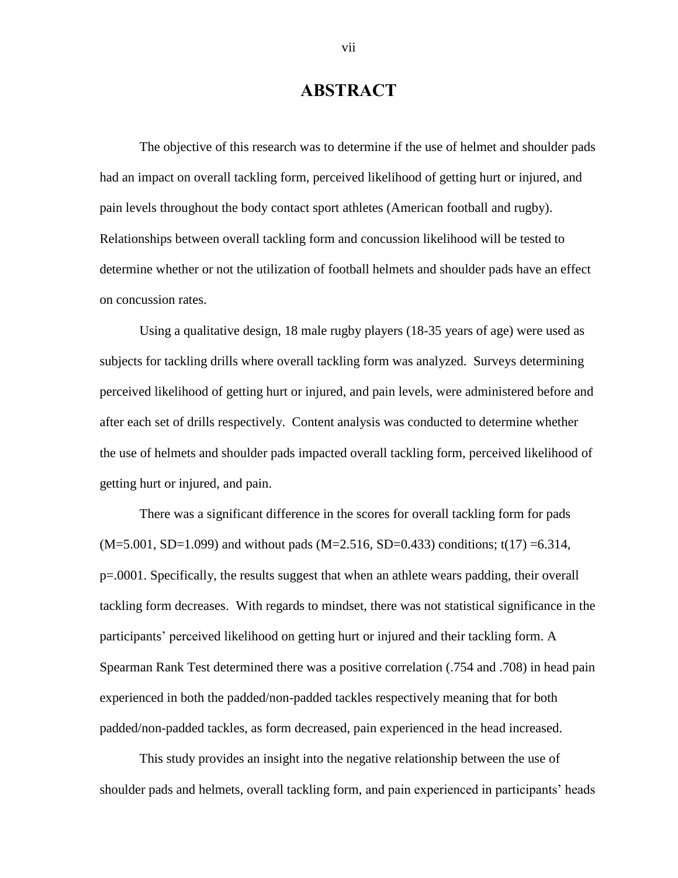# ABSTRACT

The objective of this research was to determine if the use of helmet and shoulder pads had an impact on overall tackling form, perceived likelihood of getting hurt or injured, and pain levels throughout the body contact sport athletes (American football and rugby). Relationships between overall tackling form and concussion likelihood will be tested to determine whether or not the utilization of football helmets and shoulder pads have an effect on concussion rates.

Using a qualitative design, 18 male rugby players (18-35 years of age) were used as subjects for tackling drills where overall tackling form was analyzed. Surveys determining perceived likelihood of getting hurt or injured, and pain levels, were administered before and after each set of drills respectively. Content analysis was conducted to determine whether the use of helmets and shoulder pads impacted overall tackling form, perceived likelihood of getting hurt or injured, and pain.

There was a significant difference in the scores for overall tackling form for pads ($M=5.001$, $SD=1.099$) and without pads ($M=2.516$, $SD=0.433$) conditions; $t(17)=6.314$, $p=.0001$. Specifically, the results suggest that when an athlete wears padding, their overall tackling form decreases. With regards to mindset, there was not statistical significance in the participants' perceived likelihood on getting hurt or injured and their tackling form. A Spearman Rank Test determined there was a positive correlation (.754 and .708) in head pain experienced in both the padded/non-padded tackles respectively meaning that for both padded/non-padded tackles, as form decreased, pain experienced in the head increased.

This study provides an insight into the negative relationship between the use of shoulder pads and helmets, overall tackling form, and pain experienced in participants' heads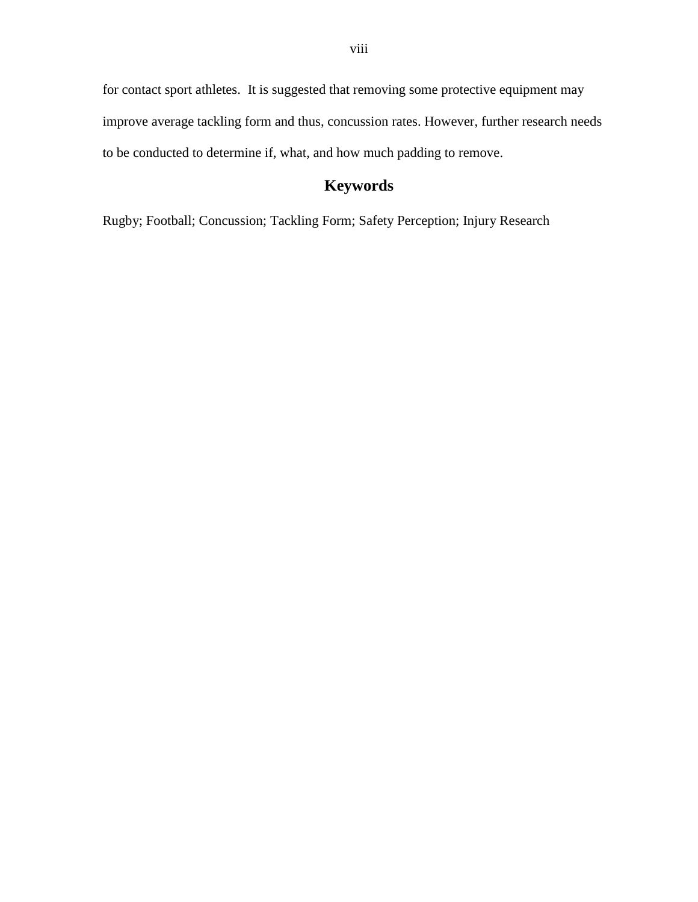for contact sport athletes.  It is suggested that removing some protective equipment may improve average tackling form and thus, concussion rates. However, further research needs to be conducted to determine if, what, and how much padding to remove.

## Keywords

Rugby; Football; Concussion; Tackling Form; Safety Perception; Injury Research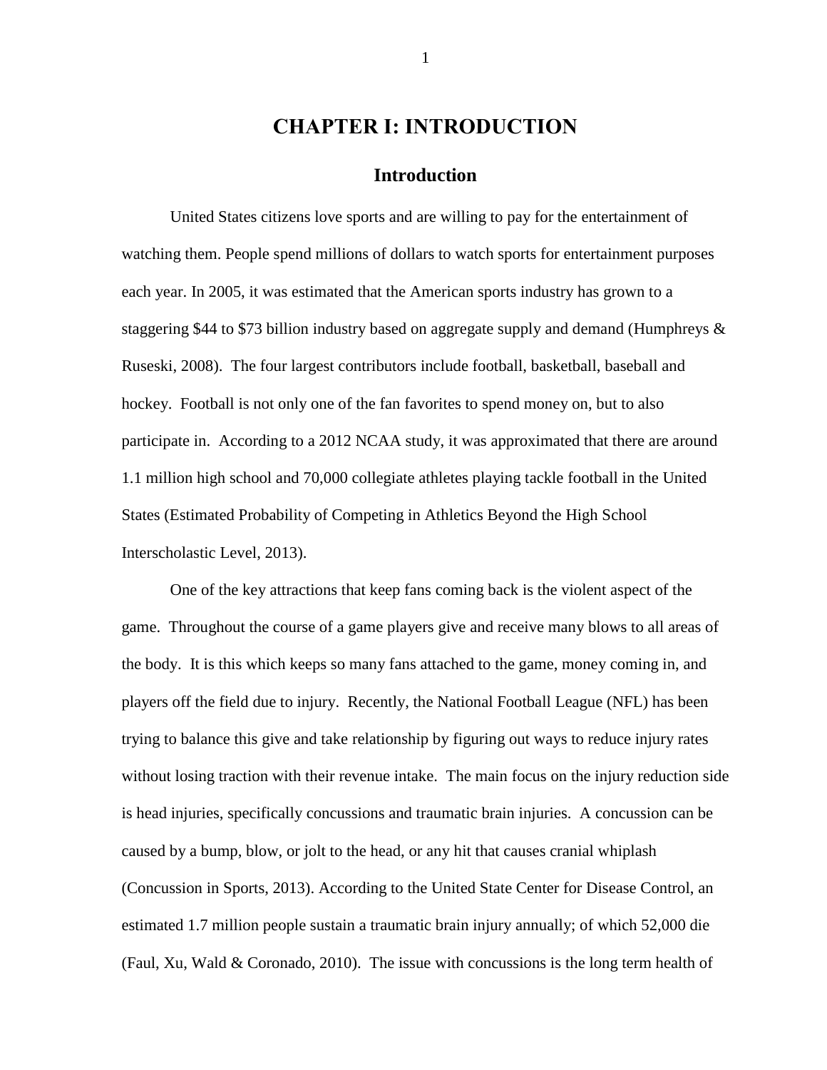# CHAPTER I: INTRODUCTION

## Introduction

United States citizens love sports and are willing to pay for the entertainment of watching them. People spend millions of dollars to watch sports for entertainment purposes each year. In 2005, it was estimated that the American sports industry has grown to a staggering $44 to $73 billion industry based on aggregate supply and demand (Humphreys & Ruseski, 2008). The four largest contributors include football, basketball, baseball and hockey. Football is not only one of the fan favorites to spend money on, but to also participate in. According to a 2012 NCAA study, it was approximated that there are around 1.1 million high school and 70,000 collegiate athletes playing tackle football in the United States (Estimated Probability of Competing in Athletics Beyond the High School Interscholastic Level, 2013).

One of the key attractions that keep fans coming back is the violent aspect of the game. Throughout the course of a game players give and receive many blows to all areas of the body. It is this which keeps so many fans attached to the game, money coming in, and players off the field due to injury. Recently, the National Football League (NFL) has been trying to balance this give and take relationship by figuring out ways to reduce injury rates without losing traction with their revenue intake. The main focus on the injury reduction side is head injuries, specifically concussions and traumatic brain injuries. A concussion can be caused by a bump, blow, or jolt to the head, or any hit that causes cranial whiplash (Concussion in Sports, 2013). According to the United State Center for Disease Control, an estimated 1.7 million people sustain a traumatic brain injury annually; of which 52,000 die (Faul, Xu, Wald & Coronado, 2010). The issue with concussions is the long term health of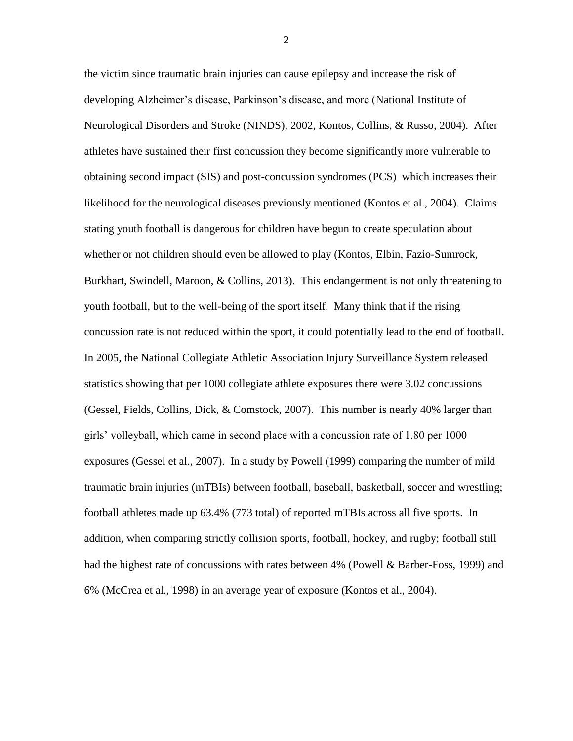the victim since traumatic brain injuries can cause epilepsy and increase the risk of developing Alzheimer's disease, Parkinson's disease, and more (National Institute of Neurological Disorders and Stroke (NINDS), 2002, Kontos, Collins, & Russo, 2004). After athletes have sustained their first concussion they become significantly more vulnerable to obtaining second impact (SIS) and post-concussion syndromes (PCS) which increases their likelihood for the neurological diseases previously mentioned (Kontos et al., 2004). Claims stating youth football is dangerous for children have begun to create speculation about whether or not children should even be allowed to play (Kontos, Elbin, Fazio-Sumrock, Burkhart, Swindell, Maroon, & Collins, 2013). This endangerment is not only threatening to youth football, but to the well-being of the sport itself. Many think that if the rising concussion rate is not reduced within the sport, it could potentially lead to the end of football. In 2005, the National Collegiate Athletic Association Injury Surveillance System released statistics showing that per 1000 collegiate athlete exposures there were 3.02 concussions (Gessel, Fields, Collins, Dick, & Comstock, 2007). This number is nearly 40% larger than girls' volleyball, which came in second place with a concussion rate of 1.80 per 1000 exposures (Gessel et al., 2007). In a study by Powell (1999) comparing the number of mild traumatic brain injuries (mTBIs) between football, baseball, basketball, soccer and wrestling; football athletes made up 63.4% (773 total) of reported mTBIs across all five sports. In addition, when comparing strictly collision sports, football, hockey, and rugby; football still had the highest rate of concussions with rates between 4% (Powell & Barber-Foss, 1999) and 6% (McCrea et al., 1998) in an average year of exposure (Kontos et al., 2004).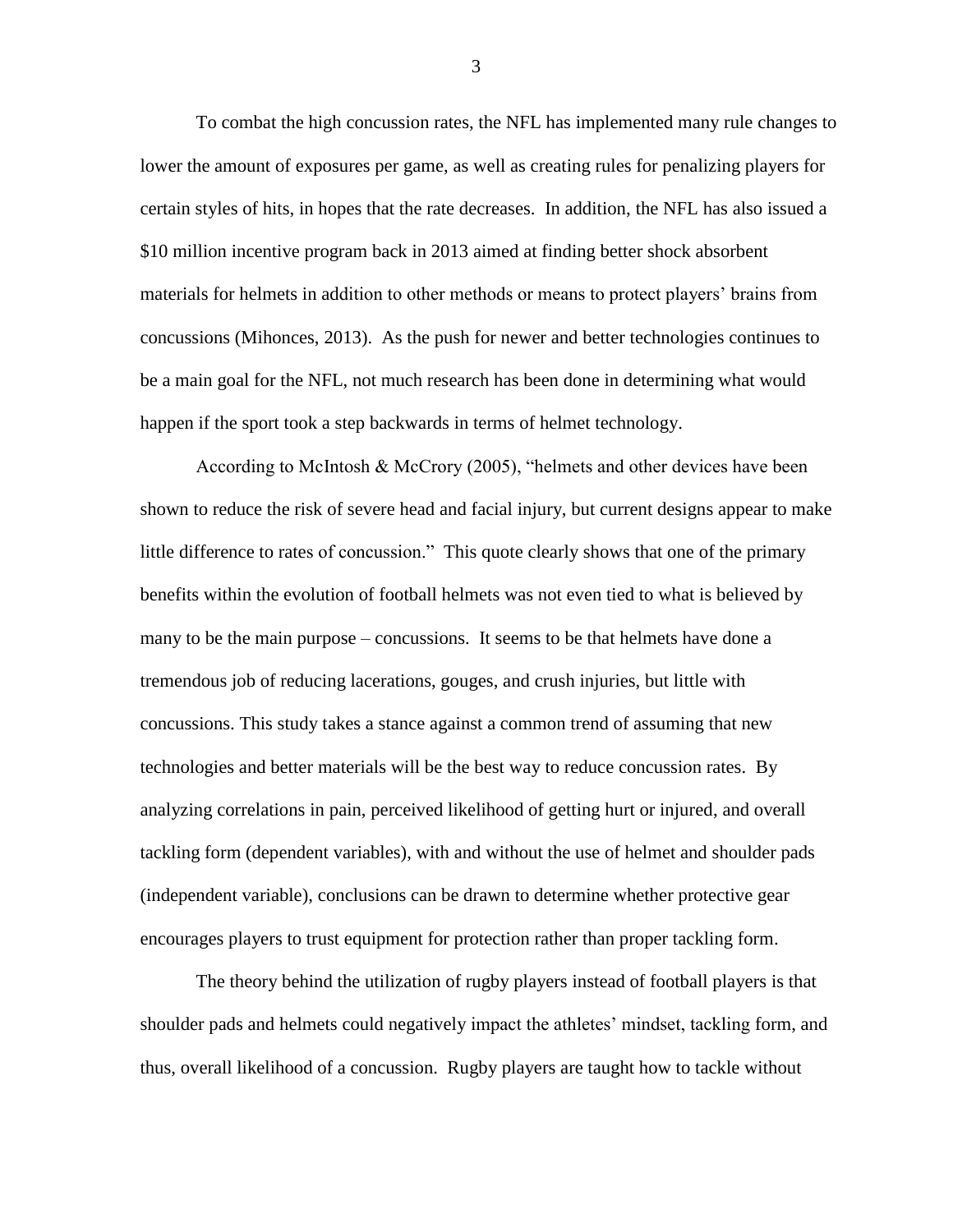To combat the high concussion rates, the NFL has implemented many rule changes to lower the amount of exposures per game, as well as creating rules for penalizing players for certain styles of hits, in hopes that the rate decreases. In addition, the NFL has also issued a $10 million incentive program back in 2013 aimed at finding better shock absorbent materials for helmets in addition to other methods or means to protect players' brains from concussions (Mihonces, 2013). As the push for newer and better technologies continues to be a main goal for the NFL, not much research has been done in determining what would happen if the sport took a step backwards in terms of helmet technology.

According to McIntosh & McCrory (2005), "helmets and other devices have been shown to reduce the risk of severe head and facial injury, but current designs appear to make little difference to rates of concussion." This quote clearly shows that one of the primary benefits within the evolution of football helmets was not even tied to what is believed by many to be the main purpose – concussions. It seems to be that helmets have done a tremendous job of reducing lacerations, gouges, and crush injuries, but little with concussions. This study takes a stance against a common trend of assuming that new technologies and better materials will be the best way to reduce concussion rates. By analyzing correlations in pain, perceived likelihood of getting hurt or injured, and overall tackling form (dependent variables), with and without the use of helmet and shoulder pads (independent variable), conclusions can be drawn to determine whether protective gear encourages players to trust equipment for protection rather than proper tackling form.

The theory behind the utilization of rugby players instead of football players is that shoulder pads and helmets could negatively impact the athletes' mindset, tackling form, and thus, overall likelihood of a concussion. Rugby players are taught how to tackle without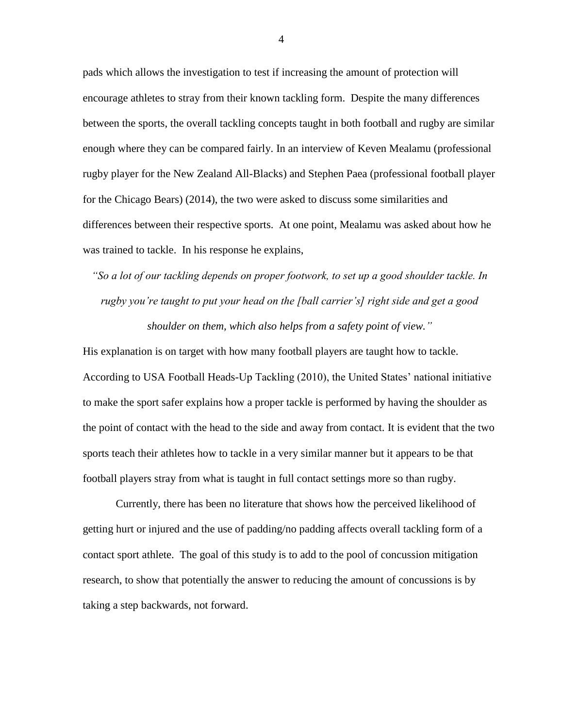pads which allows the investigation to test if increasing the amount of protection will encourage athletes to stray from their known tackling form. Despite the many differences between the sports, the overall tackling concepts taught in both football and rugby are similar enough where they can be compared fairly. In an interview of Keven Mealamu (professional rugby player for the New Zealand All-Blacks) and Stephen Paea (professional football player for the Chicago Bears) (2014), the two were asked to discuss some similarities and differences between their respective sports. At one point, Mealamu was asked about how he was trained to tackle. In his response he explains,

> *"So a lot of our tackling depends on proper footwork, to set up a good shoulder tackle. In rugby you're taught to put your head on the [ball carrier's] right side and get a good shoulder on them, which also helps from a safety point of view."*

His explanation is on target with how many football players are taught how to tackle. According to USA Football Heads-Up Tackling (2010), the United States' national initiative to make the sport safer explains how a proper tackle is performed by having the shoulder as the point of contact with the head to the side and away from contact. It is evident that the two sports teach their athletes how to tackle in a very similar manner but it appears to be that football players stray from what is taught in full contact settings more so than rugby.

Currently, there has been no literature that shows how the perceived likelihood of getting hurt or injured and the use of padding/no padding affects overall tackling form of a contact sport athlete. The goal of this study is to add to the pool of concussion mitigation research, to show that potentially the answer to reducing the amount of concussions is by taking a step backwards, not forward.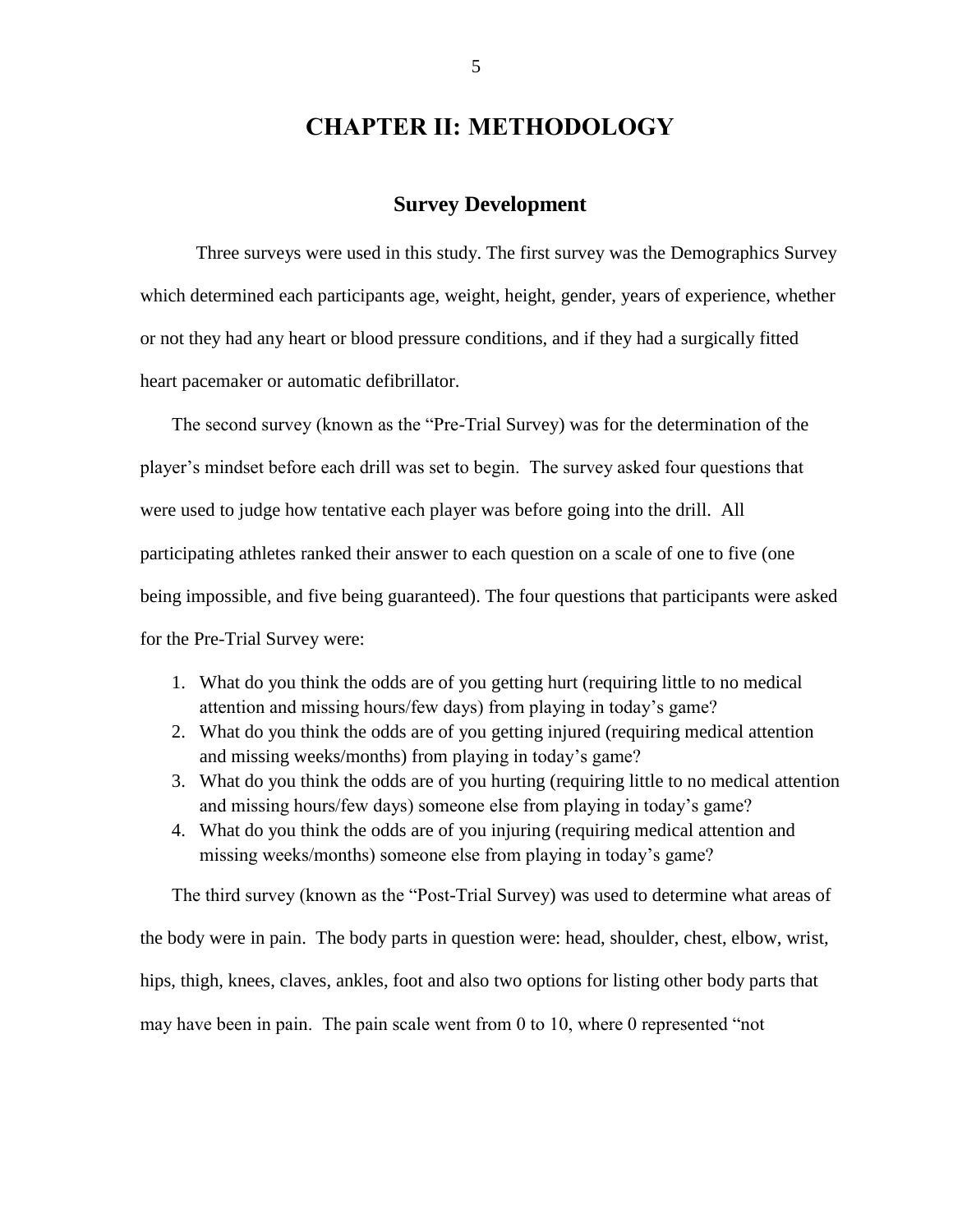# CHAPTER II: METHODOLOGY

## Survey Development

Three surveys were used in this study. The first survey was the Demographics Survey which determined each participants age, weight, height, gender, years of experience, whether or not they had any heart or blood pressure conditions, and if they had a surgically fitted heart pacemaker or automatic defibrillator.

The second survey (known as the "Pre-Trial Survey) was for the determination of the player's mindset before each drill was set to begin. The survey asked four questions that were used to judge how tentative each player was before going into the drill. All participating athletes ranked their answer to each question on a scale of one to five (one being impossible, and five being guaranteed). The four questions that participants were asked for the Pre-Trial Survey were:

1. What do you think the odds are of you getting hurt (requiring little to no medical attention and missing hours/few days) from playing in today's game?
2. What do you think the odds are of you getting injured (requiring medical attention and missing weeks/months) from playing in today's game?
3. What do you think the odds are of you hurting (requiring little to no medical attention and missing hours/few days) someone else from playing in today's game?
4. What do you think the odds are of you injuring (requiring medical attention and missing weeks/months) someone else from playing in today's game?

The third survey (known as the "Post-Trial Survey) was used to determine what areas of the body were in pain. The body parts in question were: head, shoulder, chest, elbow, wrist, hips, thigh, knees, claves, ankles, foot and also two options for listing other body parts that may have been in pain. The pain scale went from 0 to 10, where 0 represented "not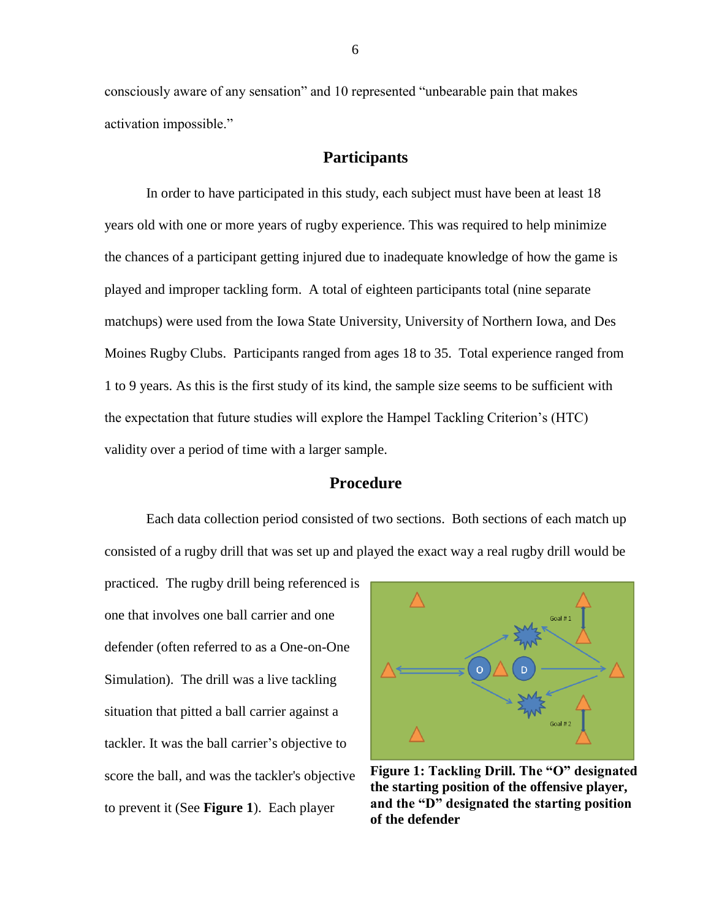consciously aware of any sensation" and 10 represented "unbearable pain that makes activation impossible."

## Participants

In order to have participated in this study, each subject must have been at least 18 years old with one or more years of rugby experience. This was required to help minimize the chances of a participant getting injured due to inadequate knowledge of how the game is played and improper tackling form. A total of eighteen participants total (nine separate matchups) were used from the Iowa State University, University of Northern Iowa, and Des Moines Rugby Clubs. Participants ranged from ages 18 to 35. Total experience ranged from 1 to 9 years. As this is the first study of its kind, the sample size seems to be sufficient with the expectation that future studies will explore the Hampel Tackling Criterion's (HTC) validity over a period of time with a larger sample.

## Procedure

Each data collection period consisted of two sections. Both sections of each match up consisted of a rugby drill that was set up and played the exact way a real rugby drill would be practiced. The rugby drill being referenced is one that involves one ball carrier and one defender (often referred to as a One-on-One Simulation). The drill was a live tackling situation that pitted a ball carrier against a tackler. It was the ball carrier's objective to score the ball, and was the tackler's objective to prevent it (See **Figure 1**). Each player

**Figure 1: Tackling Drill. The "O" designated the starting position of the offensive player, and the "D" designated the starting position of the defender**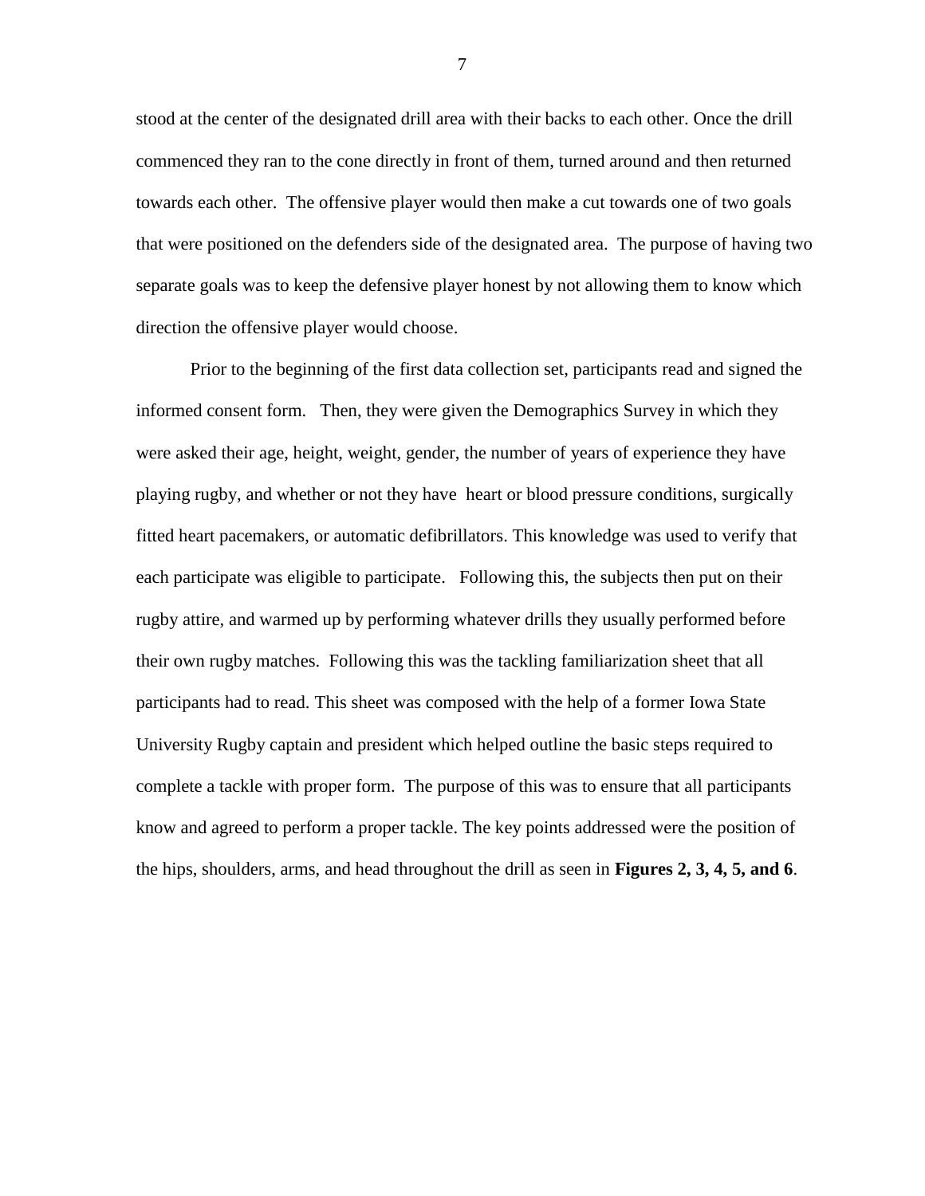stood at the center of the designated drill area with their backs to each other. Once the drill commenced they ran to the cone directly in front of them, turned around and then returned towards each other. The offensive player would then make a cut towards one of two goals that were positioned on the defenders side of the designated area. The purpose of having two separate goals was to keep the defensive player honest by not allowing them to know which direction the offensive player would choose.

Prior to the beginning of the first data collection set, participants read and signed the informed consent form. Then, they were given the Demographics Survey in which they were asked their age, height, weight, gender, the number of years of experience they have playing rugby, and whether or not they have heart or blood pressure conditions, surgically fitted heart pacemakers, or automatic defibrillators. This knowledge was used to verify that each participate was eligible to participate. Following this, the subjects then put on their rugby attire, and warmed up by performing whatever drills they usually performed before their own rugby matches. Following this was the tackling familiarization sheet that all participants had to read. This sheet was composed with the help of a former Iowa State University Rugby captain and president which helped outline the basic steps required to complete a tackle with proper form. The purpose of this was to ensure that all participants know and agreed to perform a proper tackle. The key points addressed were the position of the hips, shoulders, arms, and head throughout the drill as seen in **Figures 2, 3, 4, 5, and 6**.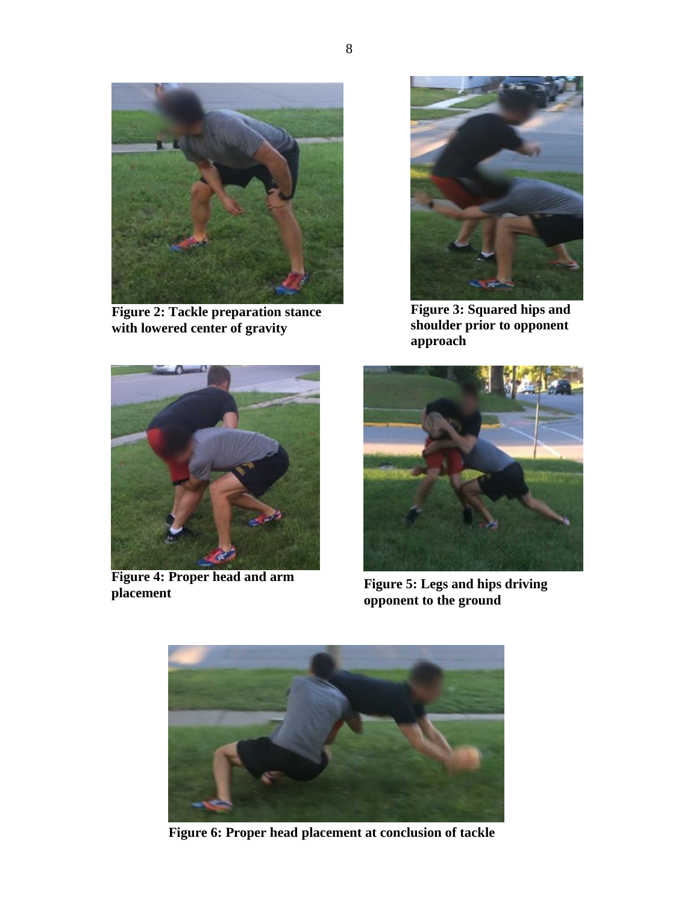**Figure 2: Tackle preparation stance with lowered center of gravity**

**Figure 3: Squared hips and shoulder prior to opponent approach**

**Figure 4: Proper head and arm placement**

**Figure 5: Legs and hips driving opponent to the ground**

**Figure 6: Proper head placement at conclusion of tackle**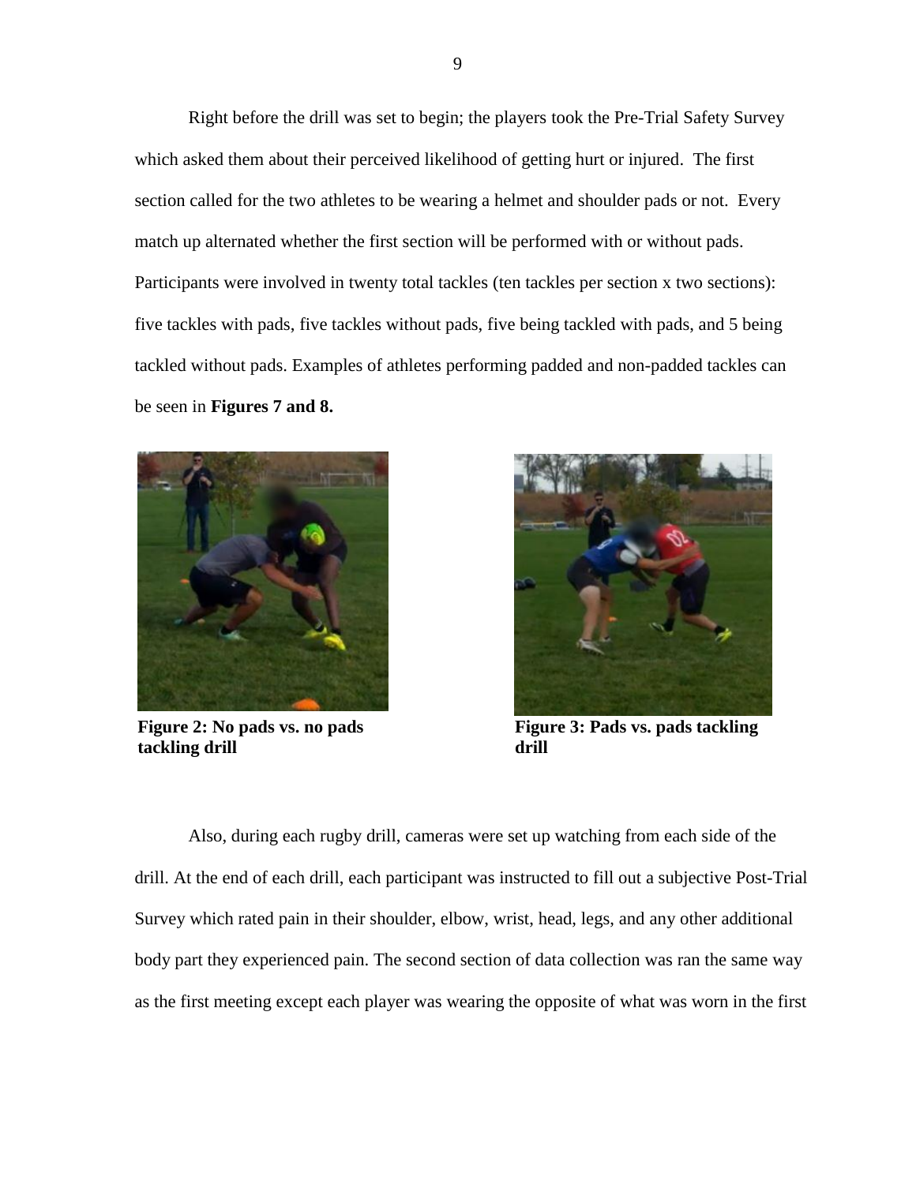Right before the drill was set to begin; the players took the Pre-Trial Safety Survey which asked them about their perceived likelihood of getting hurt or injured. The first section called for the two athletes to be wearing a helmet and shoulder pads or not. Every match up alternated whether the first section will be performed with or without pads. Participants were involved in twenty total tackles (ten tackles per section x two sections): five tackles with pads, five tackles without pads, five being tackled with pads, and 5 being tackled without pads. Examples of athletes performing padded and non-padded tackles can be seen in **Figures 7 and 8.**

**Figure 2: No pads vs. no pads tackling drill**

**Figure 3: Pads vs. pads tackling drill**

Also, during each rugby drill, cameras were set up watching from each side of the drill. At the end of each drill, each participant was instructed to fill out a subjective Post-Trial Survey which rated pain in their shoulder, elbow, wrist, head, legs, and any other additional body part they experienced pain. The second section of data collection was ran the same way as the first meeting except each player was wearing the opposite of what was worn in the first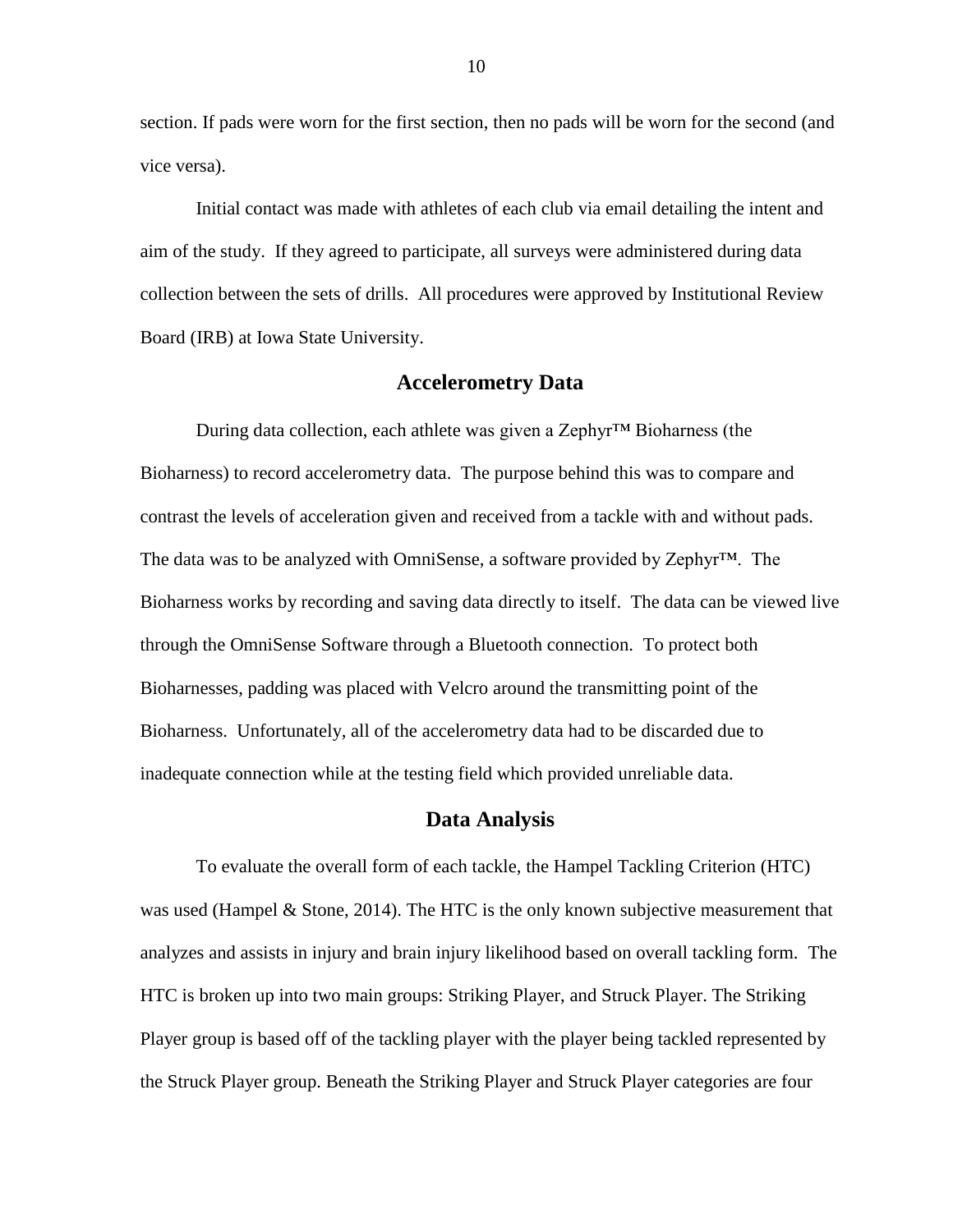section. If pads were worn for the first section, then no pads will be worn for the second (and vice versa).

Initial contact was made with athletes of each club via email detailing the intent and aim of the study. If they agreed to participate, all surveys were administered during data collection between the sets of drills. All procedures were approved by Institutional Review Board (IRB) at Iowa State University.

## Accelerometry Data

During data collection, each athlete was given a Zephyr™ Bioharness (the Bioharness) to record accelerometry data. The purpose behind this was to compare and contrast the levels of acceleration given and received from a tackle with and without pads. The data was to be analyzed with OmniSense, a software provided by Zephyr™. The Bioharness works by recording and saving data directly to itself. The data can be viewed live through the OmniSense Software through a Bluetooth connection. To protect both Bioharnesses, padding was placed with Velcro around the transmitting point of the Bioharness. Unfortunately, all of the accelerometry data had to be discarded due to inadequate connection while at the testing field which provided unreliable data.

## Data Analysis

To evaluate the overall form of each tackle, the Hampel Tackling Criterion (HTC) was used (Hampel & Stone, 2014). The HTC is the only known subjective measurement that analyzes and assists in injury and brain injury likelihood based on overall tackling form. The HTC is broken up into two main groups: Striking Player, and Struck Player. The Striking Player group is based off of the tackling player with the player being tackled represented by the Struck Player group. Beneath the Striking Player and Struck Player categories are four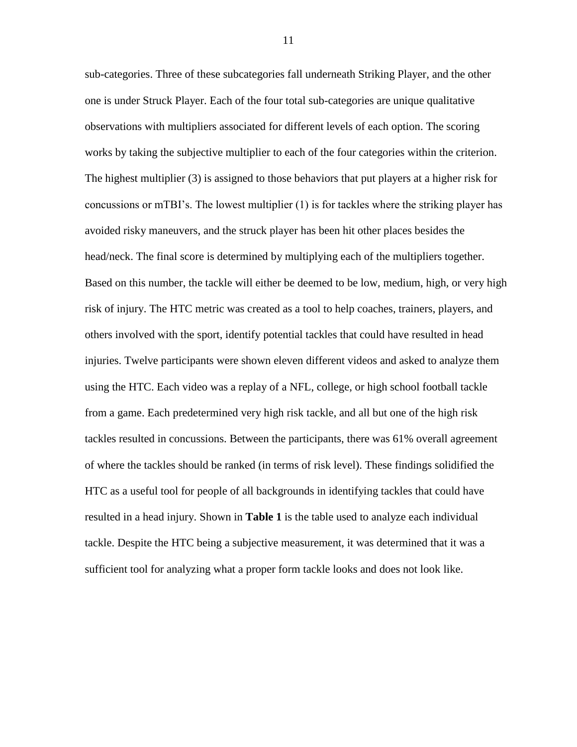sub-categories. Three of these subcategories fall underneath Striking Player, and the other one is under Struck Player. Each of the four total sub-categories are unique qualitative observations with multipliers associated for different levels of each option. The scoring works by taking the subjective multiplier to each of the four categories within the criterion. The highest multiplier (3) is assigned to those behaviors that put players at a higher risk for concussions or mTBI's. The lowest multiplier (1) is for tackles where the striking player has avoided risky maneuvers, and the struck player has been hit other places besides the head/neck. The final score is determined by multiplying each of the multipliers together. Based on this number, the tackle will either be deemed to be low, medium, high, or very high risk of injury. The HTC metric was created as a tool to help coaches, trainers, players, and others involved with the sport, identify potential tackles that could have resulted in head injuries. Twelve participants were shown eleven different videos and asked to analyze them using the HTC. Each video was a replay of a NFL, college, or high school football tackle from a game. Each predetermined very high risk tackle, and all but one of the high risk tackles resulted in concussions. Between the participants, there was 61% overall agreement of where the tackles should be ranked (in terms of risk level). These findings solidified the HTC as a useful tool for people of all backgrounds in identifying tackles that could have resulted in a head injury. Shown in **Table 1** is the table used to analyze each individual tackle. Despite the HTC being a subjective measurement, it was determined that it was a sufficient tool for analyzing what a proper form tackle looks and does not look like.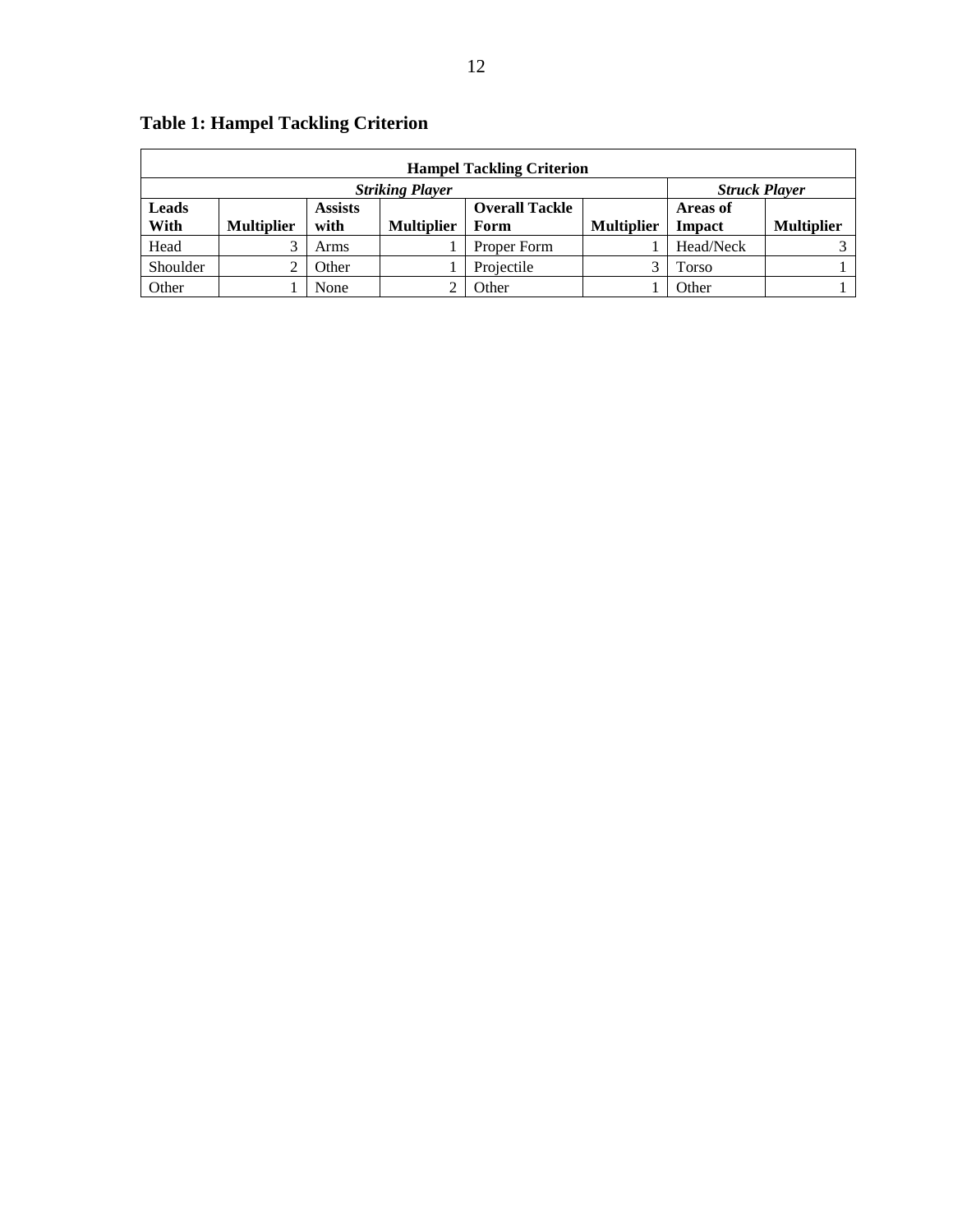**Table 1: Hampel Tackling Criterion**

| Hampel Tackling Criterion | | | | | | | |
|---|---|---|---|---|---|---|---|
| ***Striking Player*** | | | | | | ***Struck Player*** | |
| **Leads With** | **Multiplier** | **Assists with** | **Multiplier** | **Overall Tackle Form** | **Multiplier** | **Areas of Impact** | **Multiplier** |
| Head | 3 | Arms | 1 | Proper Form | 1 | Head/Neck | 3 |
| Shoulder | 2 | Other | 1 | Projectile | 3 | Torso | 1 |
| Other | 1 | None | 2 | Other | 1 | Other | 1 |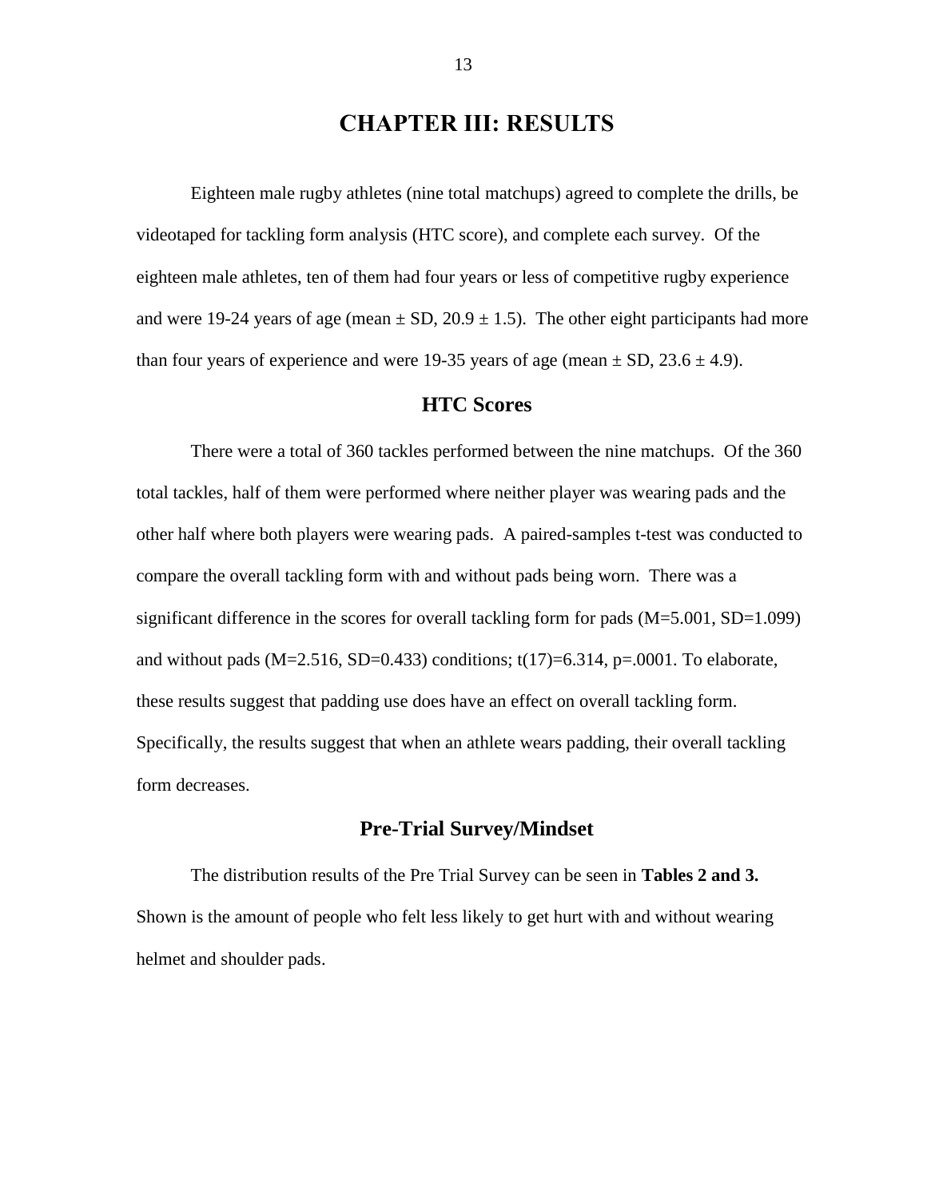# CHAPTER III: RESULTS

Eighteen male rugby athletes (nine total matchups) agreed to complete the drills, be videotaped for tackling form analysis (HTC score), and complete each survey. Of the eighteen male athletes, ten of them had four years or less of competitive rugby experience and were 19-24 years of age (mean ± SD, 20.9 ± 1.5). The other eight participants had more than four years of experience and were 19-35 years of age (mean ± SD, 23.6 ± 4.9).

## HTC Scores

There were a total of 360 tackles performed between the nine matchups. Of the 360 total tackles, half of them were performed where neither player was wearing pads and the other half where both players were wearing pads. A paired-samples t-test was conducted to compare the overall tackling form with and without pads being worn. There was a significant difference in the scores for overall tackling form for pads ($M=5.001$, $SD=1.099$) and without pads ($M=2.516$, $SD=0.433$) conditions; $t(17)=6.314$, $p=.0001$. To elaborate, these results suggest that padding use does have an effect on overall tackling form. Specifically, the results suggest that when an athlete wears padding, their overall tackling form decreases.

## Pre-Trial Survey/Mindset

The distribution results of the Pre Trial Survey can be seen in **Tables 2 and 3.** Shown is the amount of people who felt less likely to get hurt with and without wearing helmet and shoulder pads.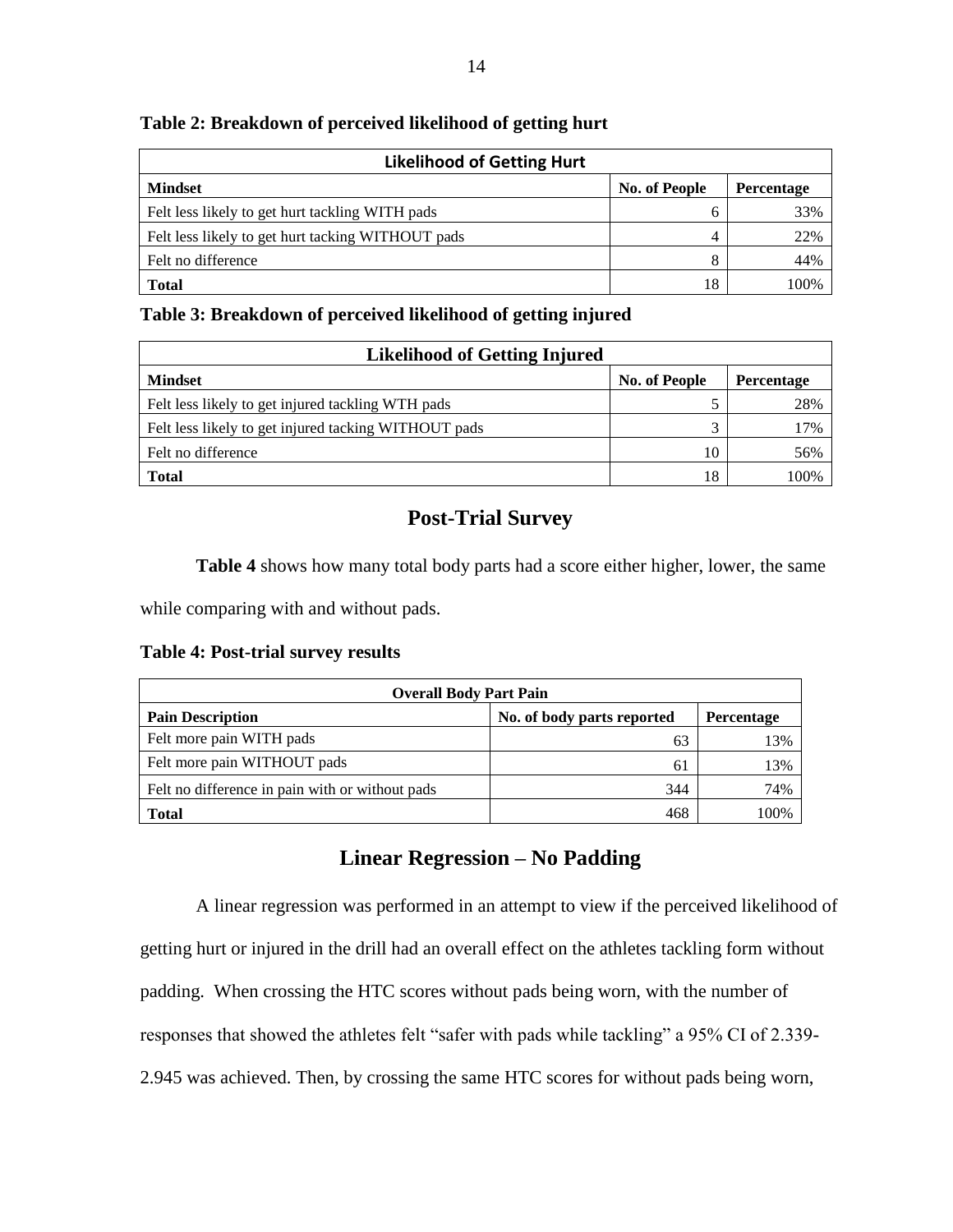**Table 2: Breakdown of perceived likelihood of getting hurt**

| Likelihood of Getting Hurt | | |
|---|---|---|
| **Mindset** | **No. of People** | **Percentage** |
| Felt less likely to get hurt tackling WITH pads | 6 | 33% |
| Felt less likely to get hurt tacking WITHOUT pads | 4 | 22% |
| Felt no difference | 8 | 44% |
| **Total** | 18 | 100% |

**Table 3: Breakdown of perceived likelihood of getting injured**

| Likelihood of Getting Injured | | |
|---|---|---|
| **Mindset** | **No. of People** | **Percentage** |
| Felt less likely to get injured tackling WTH pads | 5 | 28% |
| Felt less likely to get injured tacking WITHOUT pads | 3 | 17% |
| Felt no difference | 10 | 56% |
| **Total** | 18 | 100% |

## Post-Trial Survey

**Table 4** shows how many total body parts had a score either higher, lower, the same while comparing with and without pads.

**Table 4: Post-trial survey results**

| Overall Body Part Pain | | |
|---|---|---|
| **Pain Description** | **No. of body parts reported** | **Percentage** |
| Felt more pain WITH pads | 63 | 13% |
| Felt more pain WITHOUT pads | 61 | 13% |
| Felt no difference in pain with or without pads | 344 | 74% |
| **Total** | 468 | 100% |

## Linear Regression – No Padding

A linear regression was performed in an attempt to view if the perceived likelihood of getting hurt or injured in the drill had an overall effect on the athletes tackling form without padding. When crossing the HTC scores without pads being worn, with the number of responses that showed the athletes felt "safer with pads while tackling" a 95% CI of 2.339-2.945 was achieved. Then, by crossing the same HTC scores for without pads being worn,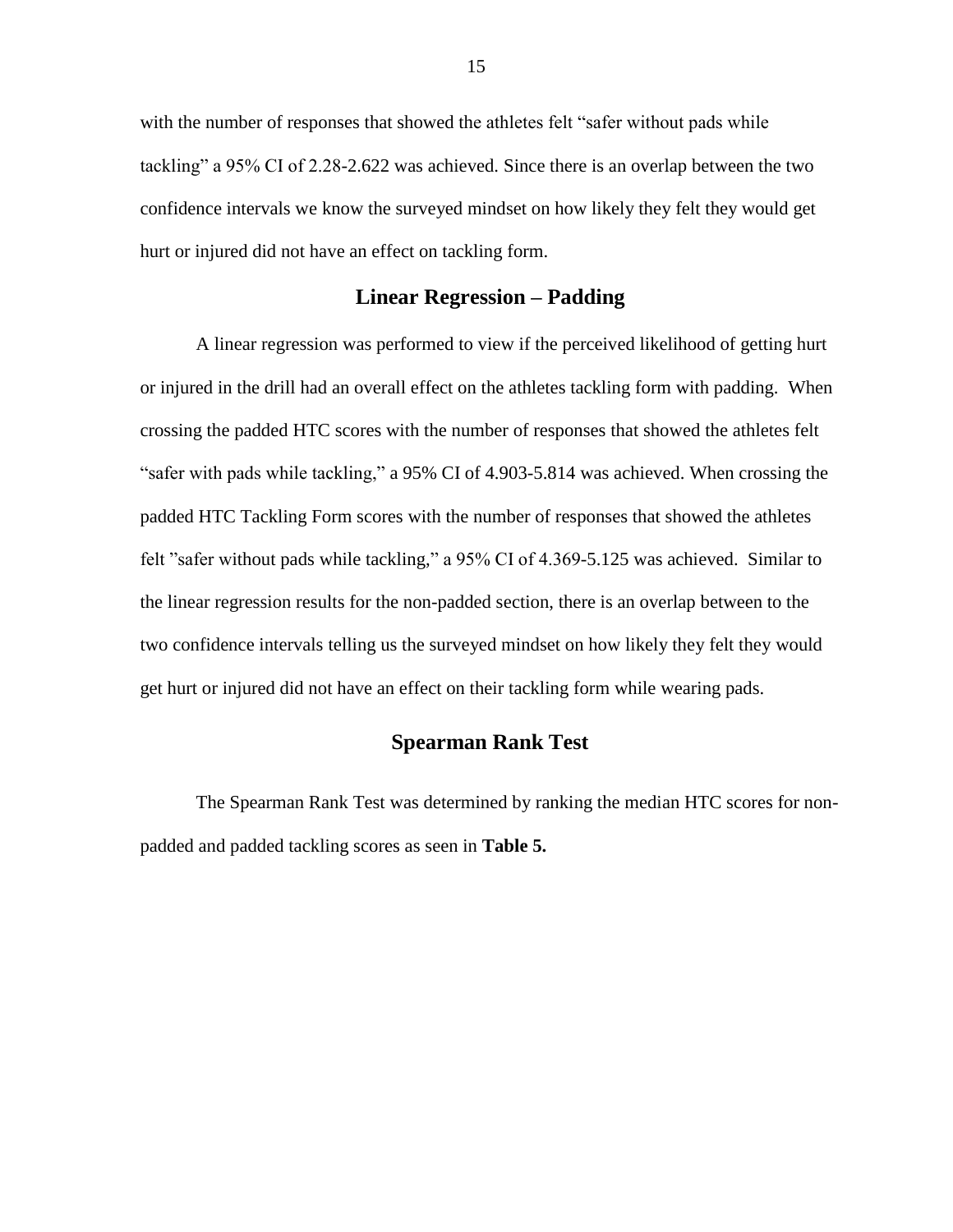with the number of responses that showed the athletes felt "safer without pads while tackling" a 95% CI of 2.28-2.622 was achieved. Since there is an overlap between the two confidence intervals we know the surveyed mindset on how likely they felt they would get hurt or injured did not have an effect on tackling form.

## Linear Regression – Padding

A linear regression was performed to view if the perceived likelihood of getting hurt or injured in the drill had an overall effect on the athletes tackling form with padding. When crossing the padded HTC scores with the number of responses that showed the athletes felt "safer with pads while tackling," a 95% CI of 4.903-5.814 was achieved. When crossing the padded HTC Tackling Form scores with the number of responses that showed the athletes felt "safer without pads while tackling," a 95% CI of 4.369-5.125 was achieved. Similar to the linear regression results for the non-padded section, there is an overlap between to the two confidence intervals telling us the surveyed mindset on how likely they felt they would get hurt or injured did not have an effect on their tackling form while wearing pads.

## Spearman Rank Test

The Spearman Rank Test was determined by ranking the median HTC scores for non-padded and padded tackling scores as seen in **Table 5.**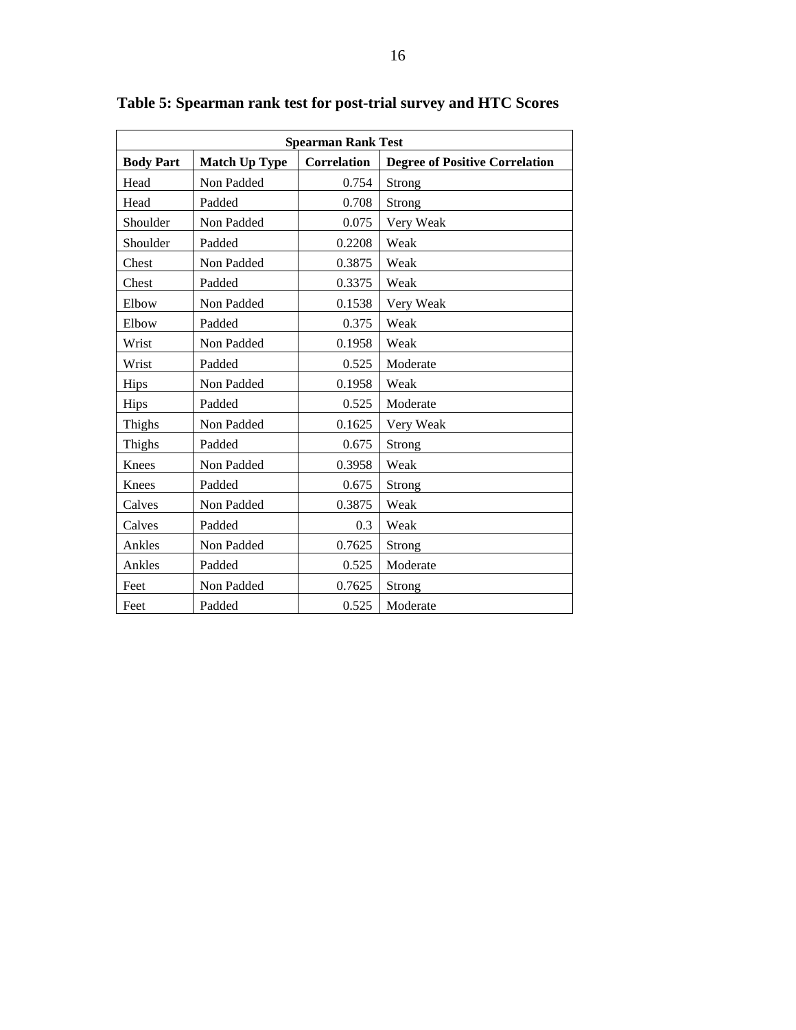**Table 5: Spearman rank test for post-trial survey and HTC Scores**

| Spearman Rank Test | | | |
|---|---|---|---|
| **Body Part** | **Match Up Type** | **Correlation** | **Degree of Positive Correlation** |
| Head | Non Padded | 0.754 | Strong |
| Head | Padded | 0.708 | Strong |
| Shoulder | Non Padded | 0.075 | Very Weak |
| Shoulder | Padded | 0.2208 | Weak |
| Chest | Non Padded | 0.3875 | Weak |
| Chest | Padded | 0.3375 | Weak |
| Elbow | Non Padded | 0.1538 | Very Weak |
| Elbow | Padded | 0.375 | Weak |
| Wrist | Non Padded | 0.1958 | Weak |
| Wrist | Padded | 0.525 | Moderate |
| Hips | Non Padded | 0.1958 | Weak |
| Hips | Padded | 0.525 | Moderate |
| Thighs | Non Padded | 0.1625 | Very Weak |
| Thighs | Padded | 0.675 | Strong |
| Knees | Non Padded | 0.3958 | Weak |
| Knees | Padded | 0.675 | Strong |
| Calves | Non Padded | 0.3875 | Weak |
| Calves | Padded | 0.3 | Weak |
| Ankles | Non Padded | 0.7625 | Strong |
| Ankles | Padded | 0.525 | Moderate |
| Feet | Non Padded | 0.7625 | Strong |
| Feet | Padded | 0.525 | Moderate |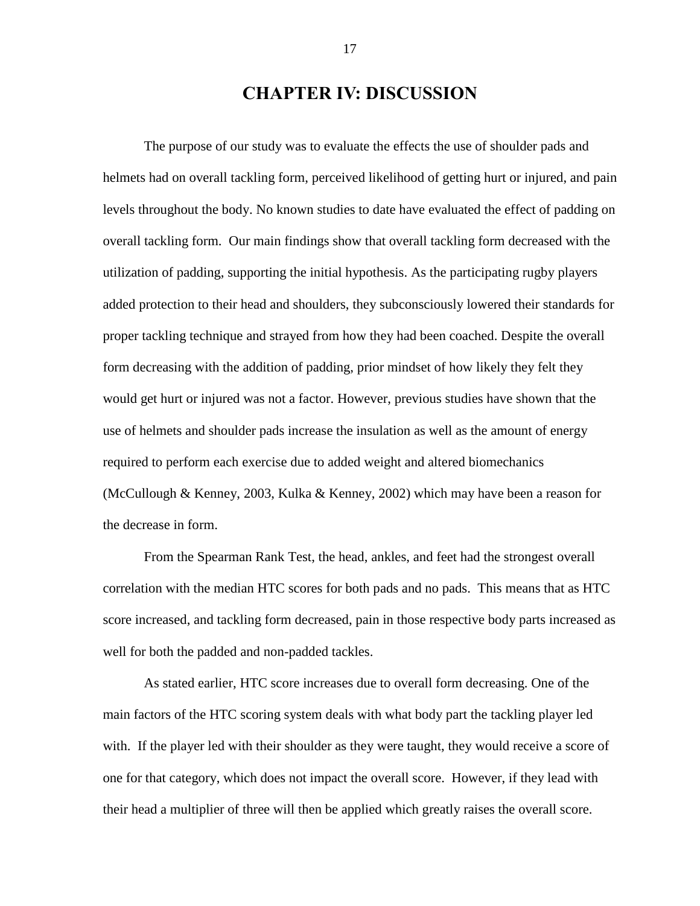# CHAPTER IV: DISCUSSION

The purpose of our study was to evaluate the effects the use of shoulder pads and helmets had on overall tackling form, perceived likelihood of getting hurt or injured, and pain levels throughout the body. No known studies to date have evaluated the effect of padding on overall tackling form. Our main findings show that overall tackling form decreased with the utilization of padding, supporting the initial hypothesis. As the participating rugby players added protection to their head and shoulders, they subconsciously lowered their standards for proper tackling technique and strayed from how they had been coached. Despite the overall form decreasing with the addition of padding, prior mindset of how likely they felt they would get hurt or injured was not a factor. However, previous studies have shown that the use of helmets and shoulder pads increase the insulation as well as the amount of energy required to perform each exercise due to added weight and altered biomechanics (McCullough & Kenney, 2003, Kulka & Kenney, 2002) which may have been a reason for the decrease in form.

From the Spearman Rank Test, the head, ankles, and feet had the strongest overall correlation with the median HTC scores for both pads and no pads. This means that as HTC score increased, and tackling form decreased, pain in those respective body parts increased as well for both the padded and non-padded tackles.

As stated earlier, HTC score increases due to overall form decreasing. One of the main factors of the HTC scoring system deals with what body part the tackling player led with. If the player led with their shoulder as they were taught, they would receive a score of one for that category, which does not impact the overall score. However, if they lead with their head a multiplier of three will then be applied which greatly raises the overall score.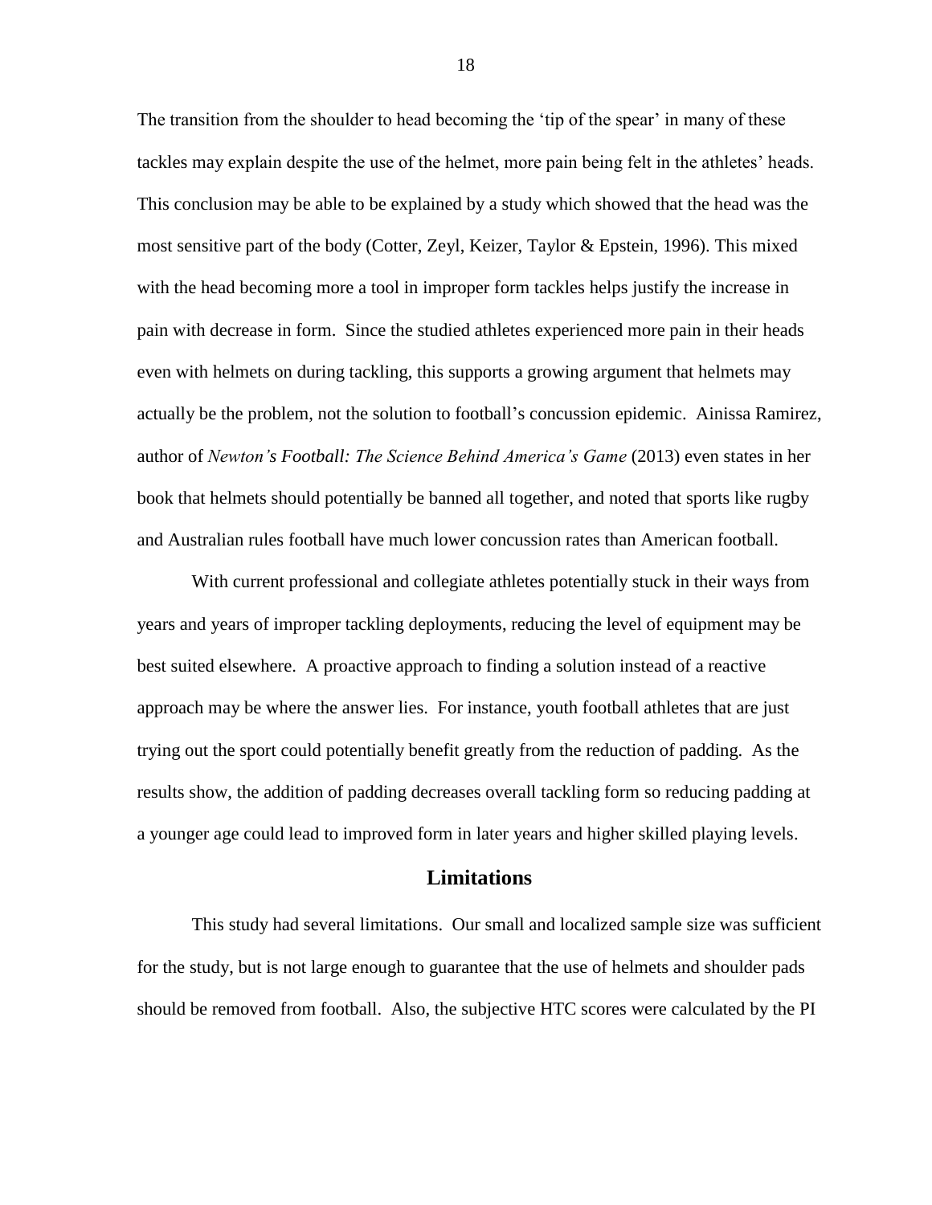The transition from the shoulder to head becoming the 'tip of the spear' in many of these tackles may explain despite the use of the helmet, more pain being felt in the athletes' heads. This conclusion may be able to be explained by a study which showed that the head was the most sensitive part of the body (Cotter, Zeyl, Keizer, Taylor & Epstein, 1996). This mixed with the head becoming more a tool in improper form tackles helps justify the increase in pain with decrease in form. Since the studied athletes experienced more pain in their heads even with helmets on during tackling, this supports a growing argument that helmets may actually be the problem, not the solution to football's concussion epidemic. Ainissa Ramirez, author of *Newton's Football: The Science Behind America's Game* (2013) even states in her book that helmets should potentially be banned all together, and noted that sports like rugby and Australian rules football have much lower concussion rates than American football.

With current professional and collegiate athletes potentially stuck in their ways from years and years of improper tackling deployments, reducing the level of equipment may be best suited elsewhere. A proactive approach to finding a solution instead of a reactive approach may be where the answer lies. For instance, youth football athletes that are just trying out the sport could potentially benefit greatly from the reduction of padding. As the results show, the addition of padding decreases overall tackling form so reducing padding at a younger age could lead to improved form in later years and higher skilled playing levels.

## Limitations

This study had several limitations. Our small and localized sample size was sufficient for the study, but is not large enough to guarantee that the use of helmets and shoulder pads should be removed from football. Also, the subjective HTC scores were calculated by the PI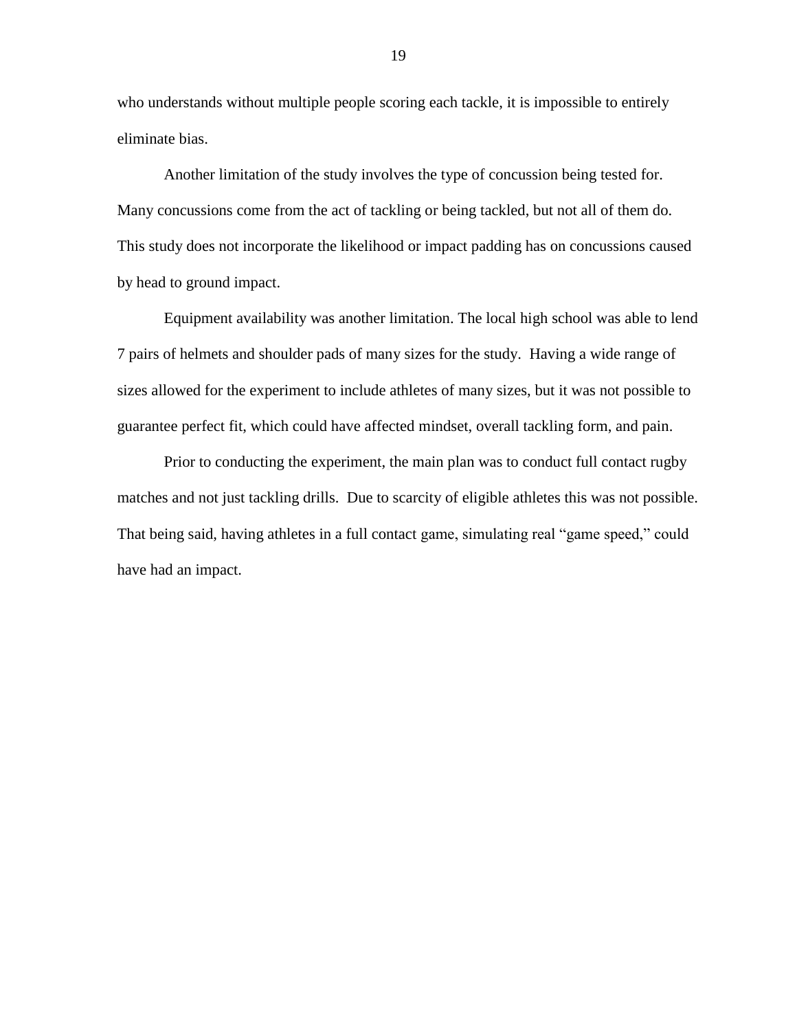who understands without multiple people scoring each tackle, it is impossible to entirely eliminate bias.

Another limitation of the study involves the type of concussion being tested for. Many concussions come from the act of tackling or being tackled, but not all of them do. This study does not incorporate the likelihood or impact padding has on concussions caused by head to ground impact.

Equipment availability was another limitation. The local high school was able to lend 7 pairs of helmets and shoulder pads of many sizes for the study. Having a wide range of sizes allowed for the experiment to include athletes of many sizes, but it was not possible to guarantee perfect fit, which could have affected mindset, overall tackling form, and pain.

Prior to conducting the experiment, the main plan was to conduct full contact rugby matches and not just tackling drills. Due to scarcity of eligible athletes this was not possible. That being said, having athletes in a full contact game, simulating real "game speed," could have had an impact.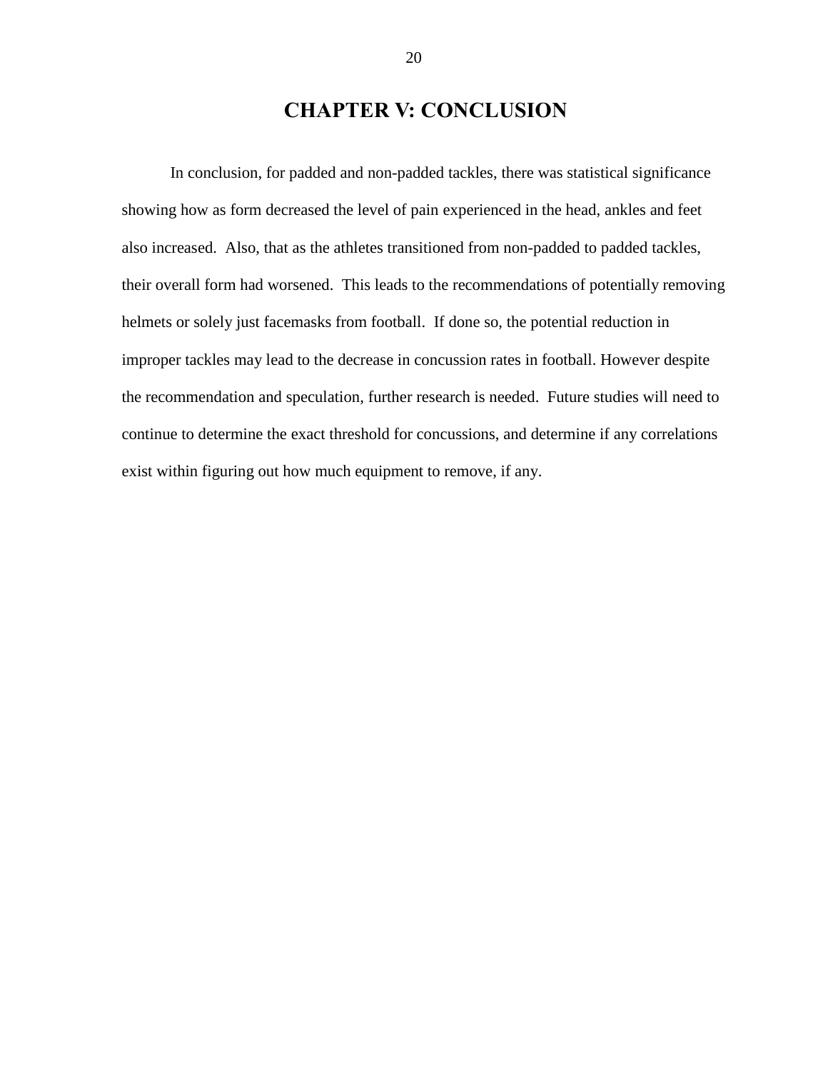# CHAPTER V: CONCLUSION

In conclusion, for padded and non-padded tackles, there was statistical significance showing how as form decreased the level of pain experienced in the head, ankles and feet also increased. Also, that as the athletes transitioned from non-padded to padded tackles, their overall form had worsened. This leads to the recommendations of potentially removing helmets or solely just facemasks from football. If done so, the potential reduction in improper tackles may lead to the decrease in concussion rates in football. However despite the recommendation and speculation, further research is needed. Future studies will need to continue to determine the exact threshold for concussions, and determine if any correlations exist within figuring out how much equipment to remove, if any.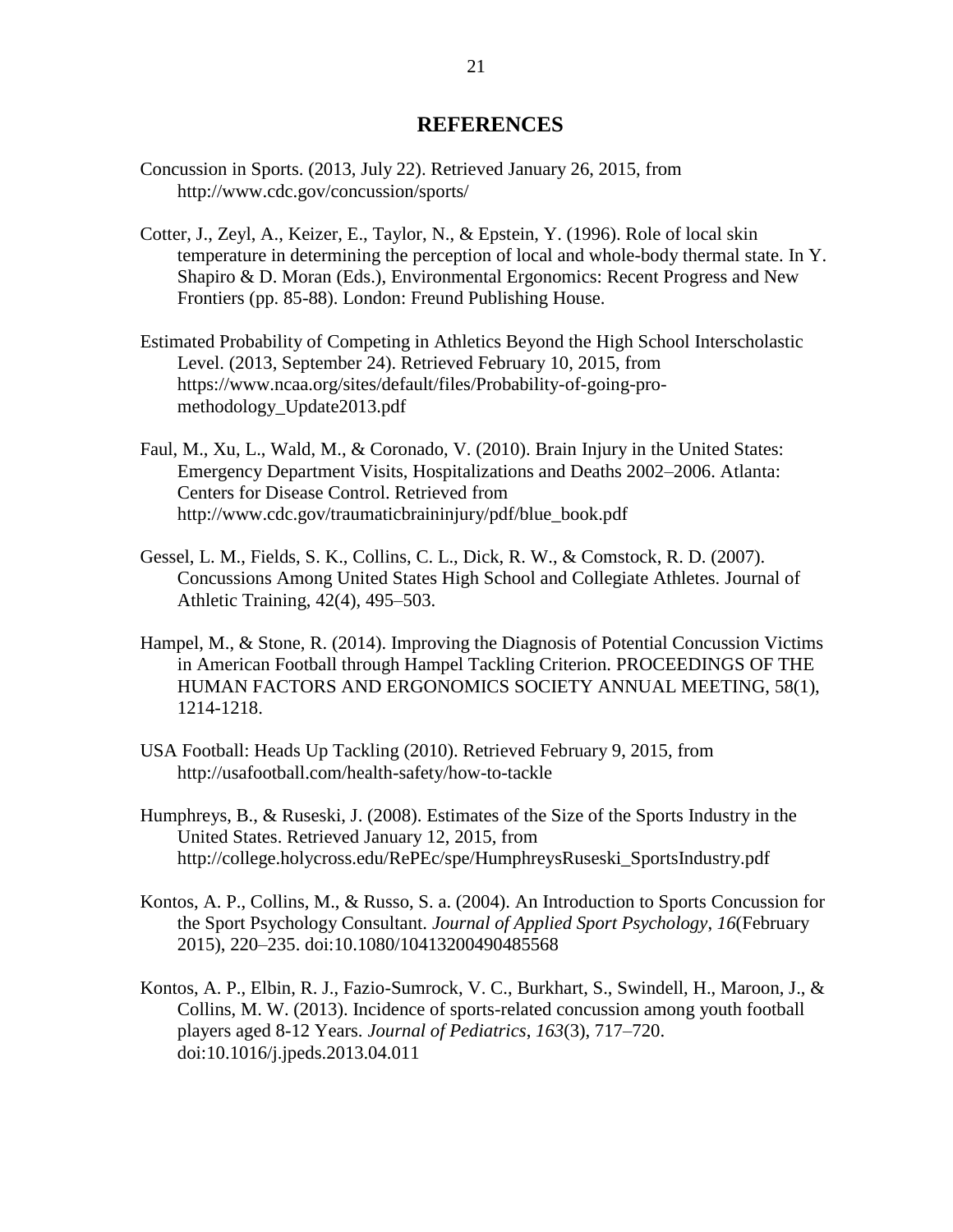# REFERENCES

Concussion in Sports. (2013, July 22). Retrieved January 26, 2015, from http://www.cdc.gov/concussion/sports/

Cotter, J., Zeyl, A., Keizer, E., Taylor, N., & Epstein, Y. (1996). Role of local skin temperature in determining the perception of local and whole-body thermal state. In Y. Shapiro & D. Moran (Eds.), Environmental Ergonomics: Recent Progress and New Frontiers (pp. 85-88). London: Freund Publishing House.

Estimated Probability of Competing in Athletics Beyond the High School Interscholastic Level. (2013, September 24). Retrieved February 10, 2015, from https://www.ncaa.org/sites/default/files/Probability-of-going-pro-methodology_Update2013.pdf

Faul, M., Xu, L., Wald, M., & Coronado, V. (2010). Brain Injury in the United States: Emergency Department Visits, Hospitalizations and Deaths 2002–2006. Atlanta: Centers for Disease Control. Retrieved from http://www.cdc.gov/traumaticbraininjury/pdf/blue_book.pdf

Gessel, L. M., Fields, S. K., Collins, C. L., Dick, R. W., & Comstock, R. D. (2007). Concussions Among United States High School and Collegiate Athletes. Journal of Athletic Training, 42(4), 495–503.

Hampel, M., & Stone, R. (2014). Improving the Diagnosis of Potential Concussion Victims in American Football through Hampel Tackling Criterion. PROCEEDINGS OF THE HUMAN FACTORS AND ERGONOMICS SOCIETY ANNUAL MEETING, 58(1), 1214-1218.

USA Football: Heads Up Tackling (2010). Retrieved February 9, 2015, from http://usafootball.com/health-safety/how-to-tackle

Humphreys, B., & Ruseski, J. (2008). Estimates of the Size of the Sports Industry in the United States. Retrieved January 12, 2015, from http://college.holycross.edu/RePEc/spe/HumphreysRuseski_SportsIndustry.pdf

Kontos, A. P., Collins, M., & Russo, S. a. (2004). An Introduction to Sports Concussion for the Sport Psychology Consultant. *Journal of Applied Sport Psychology*, *16*(February 2015), 220–235. doi:10.1080/10413200490485568

Kontos, A. P., Elbin, R. J., Fazio-Sumrock, V. C., Burkhart, S., Swindell, H., Maroon, J., & Collins, M. W. (2013). Incidence of sports-related concussion among youth football players aged 8-12 Years. *Journal of Pediatrics*, *163*(3), 717–720. doi:10.1016/j.jpeds.2013.04.011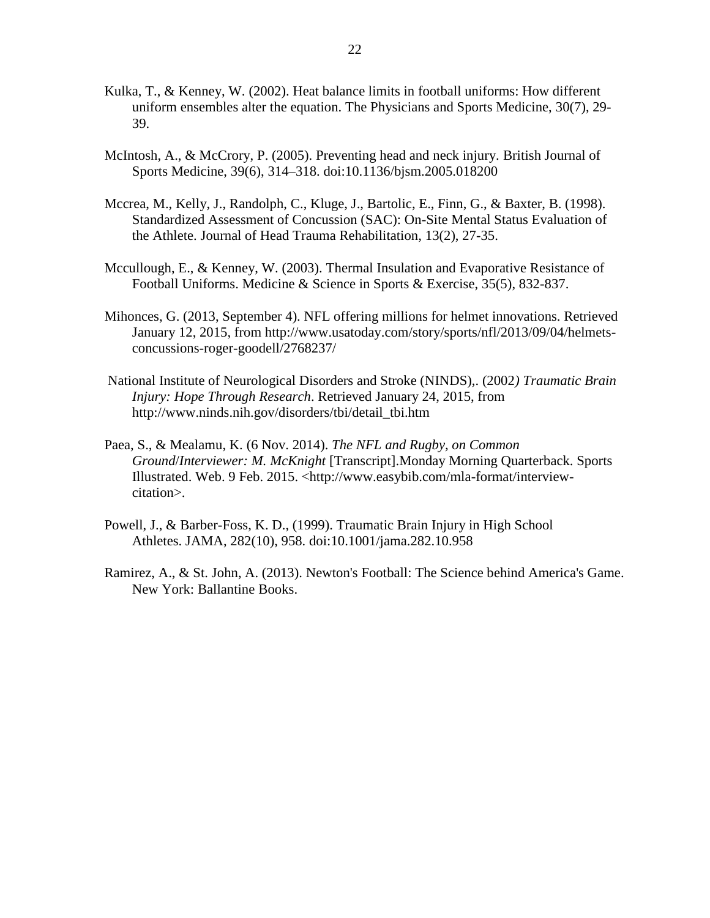Kulka, T., & Kenney, W. (2002). Heat balance limits in football uniforms: How different uniform ensembles alter the equation. The Physicians and Sports Medicine, 30(7), 29-39.

McIntosh, A., & McCrory, P. (2005). Preventing head and neck injury. British Journal of Sports Medicine, 39(6), 314–318. doi:10.1136/bjsm.2005.018200

Mccrea, M., Kelly, J., Randolph, C., Kluge, J., Bartolic, E., Finn, G., & Baxter, B. (1998). Standardized Assessment of Concussion (SAC): On-Site Mental Status Evaluation of the Athlete. Journal of Head Trauma Rehabilitation, 13(2), 27-35.

Mccullough, E., & Kenney, W. (2003). Thermal Insulation and Evaporative Resistance of Football Uniforms. Medicine & Science in Sports & Exercise, 35(5), 832-837.

Mihonces, G. (2013, September 4). NFL offering millions for helmet innovations. Retrieved January 12, 2015, from http://www.usatoday.com/story/sports/nfl/2013/09/04/helmets-concussions-roger-goodell/2768237/

National Institute of Neurological Disorders and Stroke (NINDS),. (2002*) Traumatic Brain Injury: Hope Through Research*. Retrieved January 24, 2015, from http://www.ninds.nih.gov/disorders/tbi/detail_tbi.htm

Paea, S., & Mealamu, K. (6 Nov. 2014). *The NFL and Rugby, on Common Ground*/*Interviewer: M. McKnight* [Transcript].Monday Morning Quarterback. Sports Illustrated. Web. 9 Feb. 2015. <http://www.easybib.com/mla-format/interview-citation>.

Powell, J., & Barber-Foss, K. D., (1999). Traumatic Brain Injury in High School Athletes. JAMA, 282(10), 958. doi:10.1001/jama.282.10.958

Ramirez, A., & St. John, A. (2013). Newton's Football: The Science behind America's Game. New York: Ballantine Books.